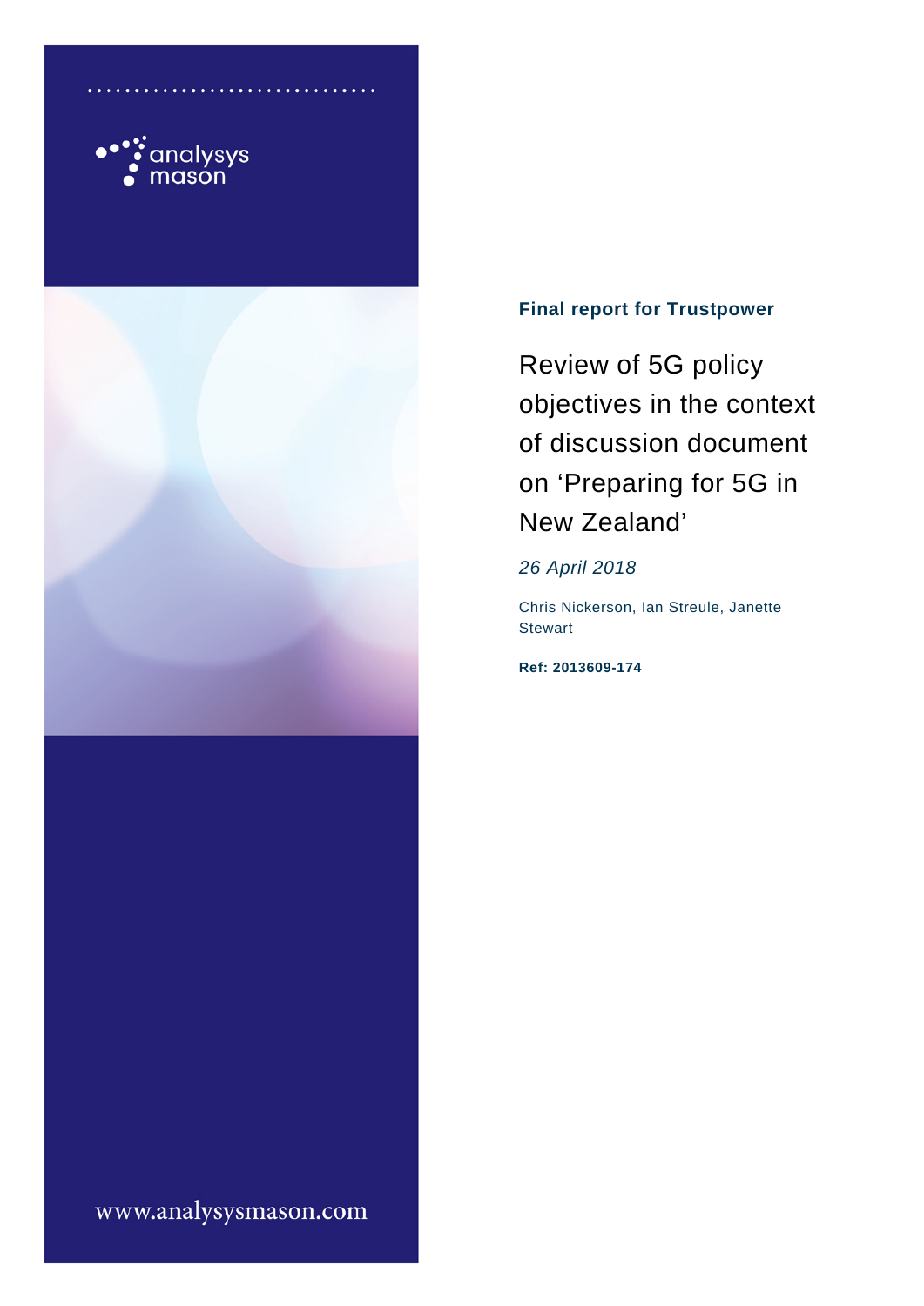analysys mason

**Final report for Trustpower**

# Review of 5G policy objectives in the context of discussion document on 'Preparing for 5G in New Zealand'

*26 April 2018*

Chris Nickerson, Ian Streule, Janette Stewart

**Ref: 2013609-174**

www.analysysmason.com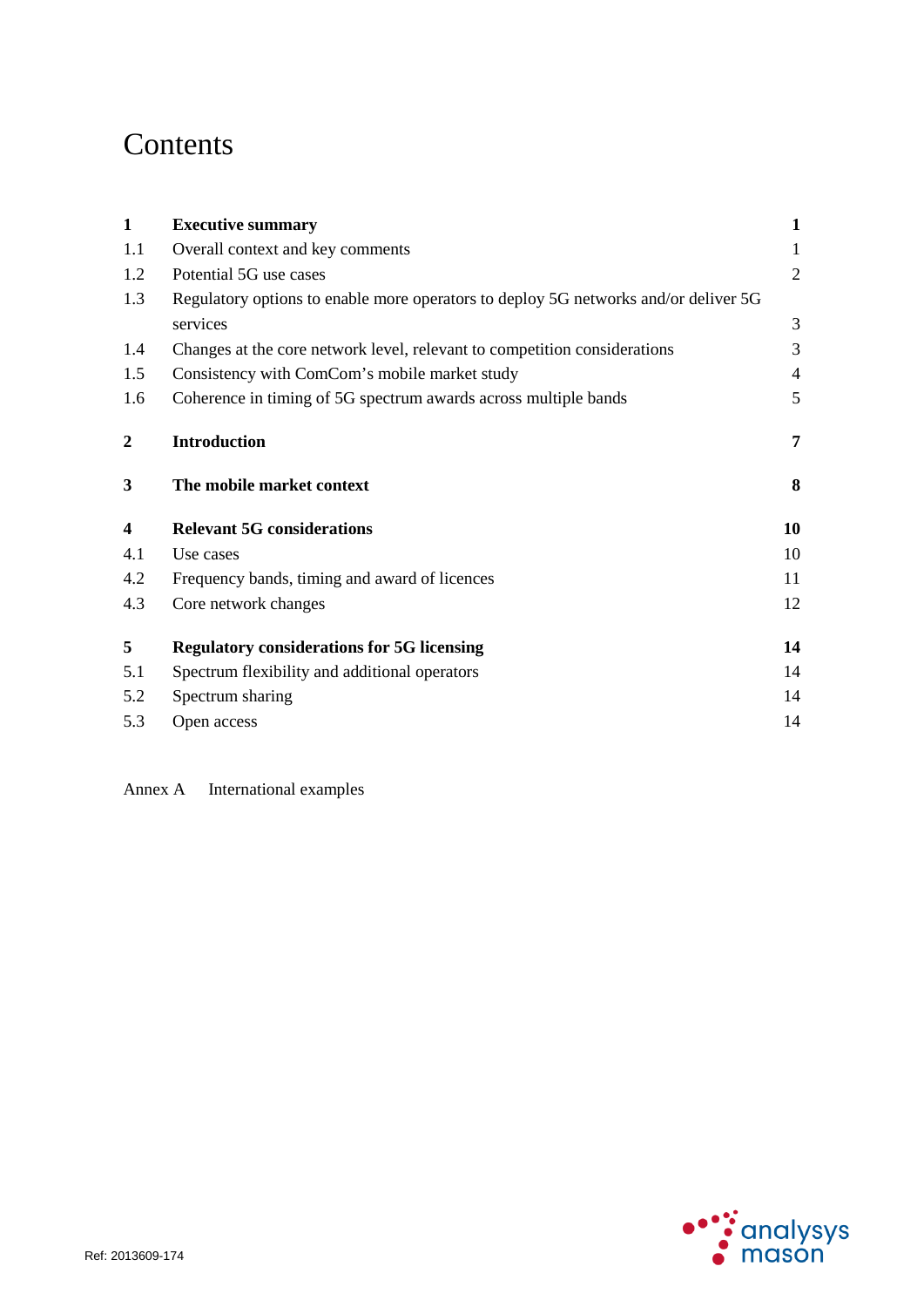# Contents

| | | |
|---|---|---|
| **1** | **Executive summary** | **1** |
| 1.1 | Overall context and key comments | 1 |
| 1.2 | Potential 5G use cases | 2 |
| 1.3 | Regulatory options to enable more operators to deploy 5G networks and/or deliver 5G services | 3 |
| 1.4 | Changes at the core network level, relevant to competition considerations | 3 |
| 1.5 | Consistency with ComCom's mobile market study | 4 |
| 1.6 | Coherence in timing of 5G spectrum awards across multiple bands | 5 |
| **2** | **Introduction** | **7** |
| **3** | **The mobile market context** | **8** |
| **4** | **Relevant 5G considerations** | **10** |
| 4.1 | Use cases | 10 |
| 4.2 | Frequency bands, timing and award of licences | 11 |
| 4.3 | Core network changes | 12 |
| **5** | **Regulatory considerations for 5G licensing** | **14** |
| 5.1 | Spectrum flexibility and additional operators | 14 |
| 5.2 | Spectrum sharing | 14 |
| 5.3 | Open access | 14 |

Annex A International examples

Ref: 2013609-174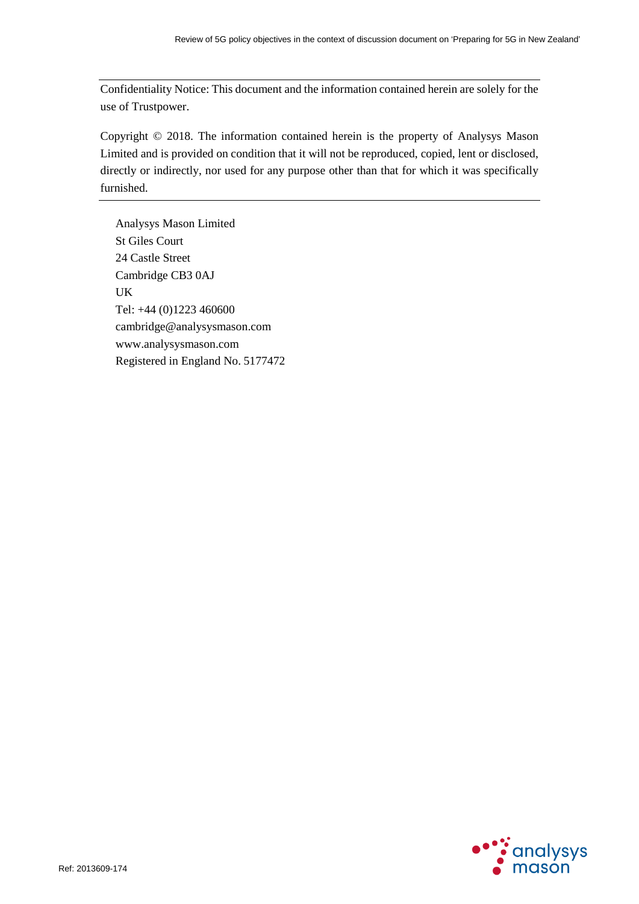Confidentiality Notice: This document and the information contained herein are solely for the use of Trustpower.

Copyright © 2018. The information contained herein is the property of Analysys Mason Limited and is provided on condition that it will not be reproduced, copied, lent or disclosed, directly or indirectly, nor used for any purpose other than that for which it was specifically furnished.

Analysys Mason Limited
St Giles Court
24 Castle Street
Cambridge CB3 0AJ
UK
Tel: +44 (0)1223 460600
cambridge@analysysmason.com
www.analysysmason.com
Registered in England No. 5177472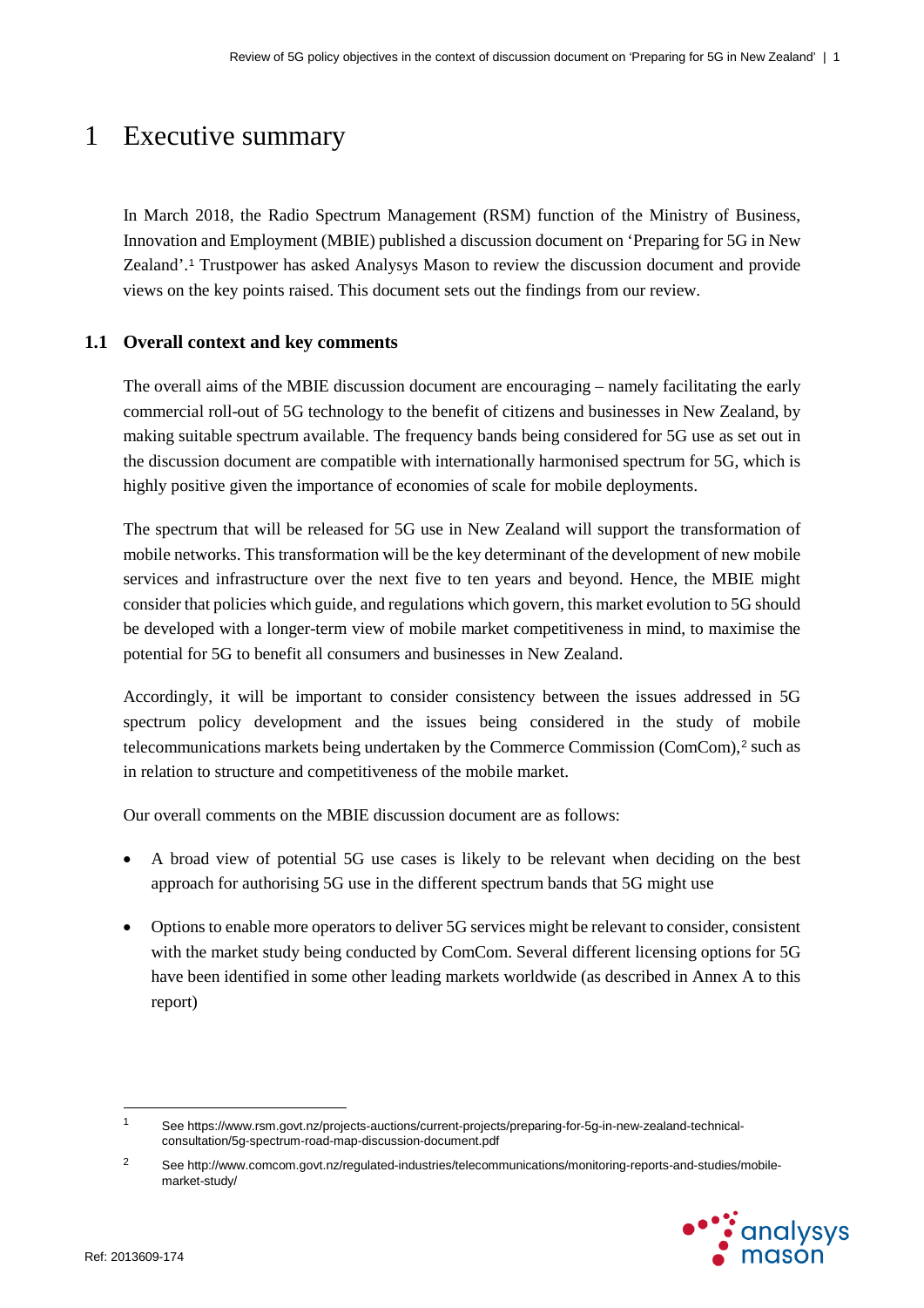# 1 Executive summary

In March 2018, the Radio Spectrum Management (RSM) function of the Ministry of Business, Innovation and Employment (MBIE) published a discussion document on 'Preparing for 5G in New Zealand'.[1] Trustpower has asked Analysys Mason to review the discussion document and provide views on the key points raised. This document sets out the findings from our review.

## 1.1 Overall context and key comments

The overall aims of the MBIE discussion document are encouraging – namely facilitating the early commercial roll-out of 5G technology to the benefit of citizens and businesses in New Zealand, by making suitable spectrum available. The frequency bands being considered for 5G use as set out in the discussion document are compatible with internationally harmonised spectrum for 5G, which is highly positive given the importance of economies of scale for mobile deployments.

The spectrum that will be released for 5G use in New Zealand will support the transformation of mobile networks. This transformation will be the key determinant of the development of new mobile services and infrastructure over the next five to ten years and beyond. Hence, the MBIE might consider that policies which guide, and regulations which govern, this market evolution to 5G should be developed with a longer-term view of mobile market competitiveness in mind, to maximise the potential for 5G to benefit all consumers and businesses in New Zealand.

Accordingly, it will be important to consider consistency between the issues addressed in 5G spectrum policy development and the issues being considered in the study of mobile telecommunications markets being undertaken by the Commerce Commission (ComCom),[2] such as in relation to structure and competitiveness of the mobile market.

Our overall comments on the MBIE discussion document are as follows:

- A broad view of potential 5G use cases is likely to be relevant when deciding on the best approach for authorising 5G use in the different spectrum bands that 5G might use
- Options to enable more operators to deliver 5G services might be relevant to consider, consistent with the market study being conducted by ComCom. Several different licensing options for 5G have been identified in some other leading markets worldwide (as described in Annex A to this report)

[1] See https://www.rsm.govt.nz/projects-auctions/current-projects/preparing-for-5g-in-new-zealand-technical-consultation/5g-spectrum-road-map-discussion-document.pdf

[2] See http://www.comcom.govt.nz/regulated-industries/telecommunications/monitoring-reports-and-studies/mobile-market-study/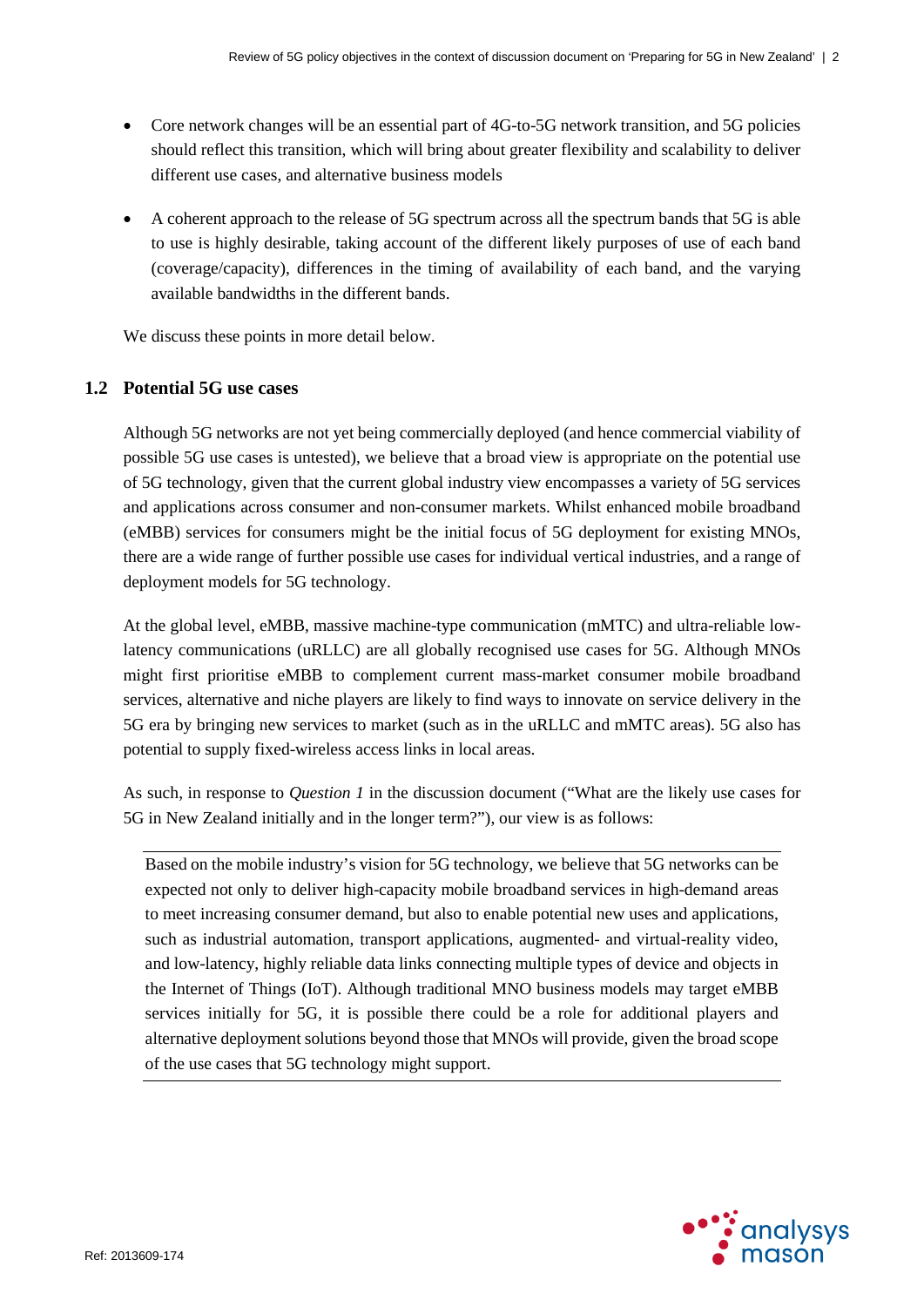- Core network changes will be an essential part of 4G-to-5G network transition, and 5G policies should reflect this transition, which will bring about greater flexibility and scalability to deliver different use cases, and alternative business models
- A coherent approach to the release of 5G spectrum across all the spectrum bands that 5G is able to use is highly desirable, taking account of the different likely purposes of use of each band (coverage/capacity), differences in the timing of availability of each band, and the varying available bandwidths in the different bands.

We discuss these points in more detail below.

## 1.2 Potential 5G use cases

Although 5G networks are not yet being commercially deployed (and hence commercial viability of possible 5G use cases is untested), we believe that a broad view is appropriate on the potential use of 5G technology, given that the current global industry view encompasses a variety of 5G services and applications across consumer and non-consumer markets. Whilst enhanced mobile broadband (eMBB) services for consumers might be the initial focus of 5G deployment for existing MNOs, there are a wide range of further possible use cases for individual vertical industries, and a range of deployment models for 5G technology.

At the global level, eMBB, massive machine-type communication (mMTC) and ultra-reliable low-latency communications (uRLLC) are all globally recognised use cases for 5G. Although MNOs might first prioritise eMBB to complement current mass-market consumer mobile broadband services, alternative and niche players are likely to find ways to innovate on service delivery in the 5G era by bringing new services to market (such as in the uRLLC and mMTC areas). 5G also has potential to supply fixed-wireless access links in local areas.

As such, in response to *Question 1* in the discussion document ("What are the likely use cases for 5G in New Zealand initially and in the longer term?"), our view is as follows:

> Based on the mobile industry's vision for 5G technology, we believe that 5G networks can be expected not only to deliver high-capacity mobile broadband services in high-demand areas to meet increasing consumer demand, but also to enable potential new uses and applications, such as industrial automation, transport applications, augmented- and virtual-reality video, and low-latency, highly reliable data links connecting multiple types of device and objects in the Internet of Things (IoT). Although traditional MNO business models may target eMBB services initially for 5G, it is possible there could be a role for additional players and alternative deployment solutions beyond those that MNOs will provide, given the broad scope of the use cases that 5G technology might support.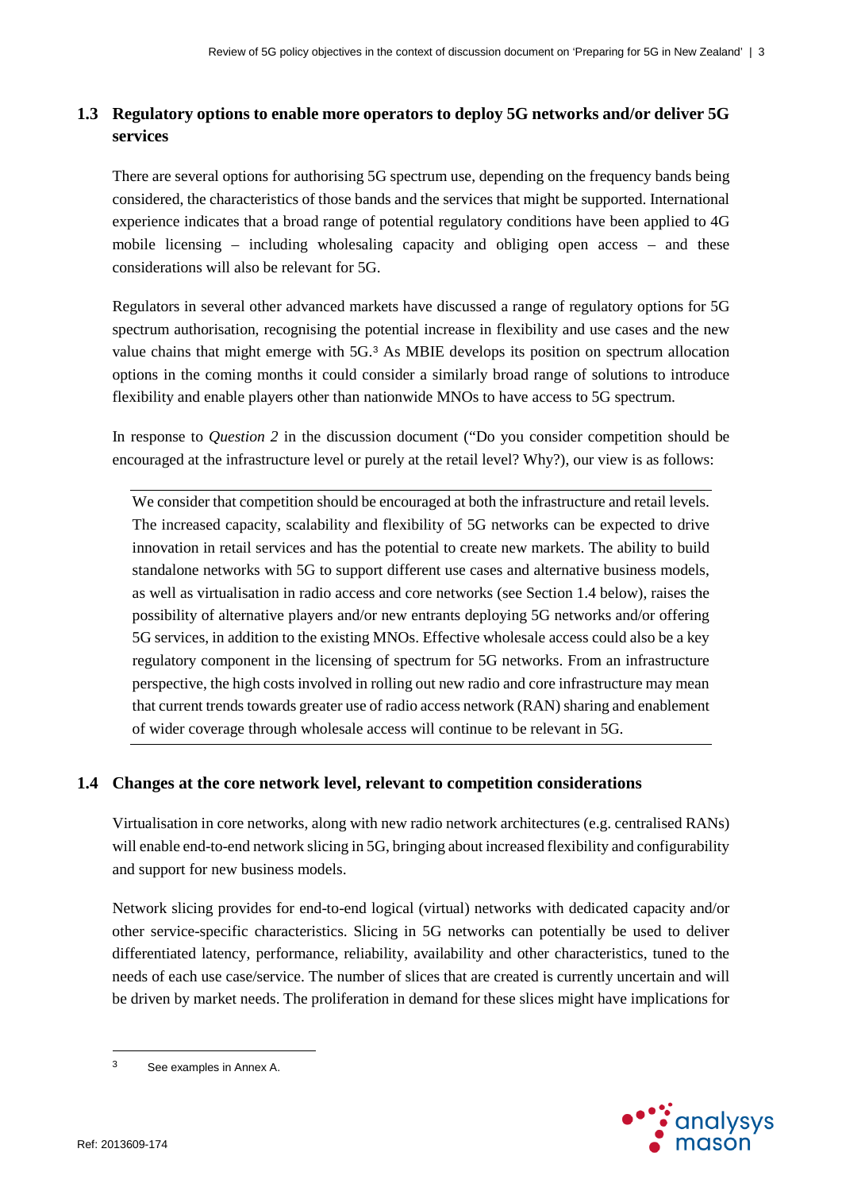## 1.3 Regulatory options to enable more operators to deploy 5G networks and/or deliver 5G services

There are several options for authorising 5G spectrum use, depending on the frequency bands being considered, the characteristics of those bands and the services that might be supported. International experience indicates that a broad range of potential regulatory conditions have been applied to 4G mobile licensing – including wholesaling capacity and obliging open access – and these considerations will also be relevant for 5G.

Regulators in several other advanced markets have discussed a range of regulatory options for 5G spectrum authorisation, recognising the potential increase in flexibility and use cases and the new value chains that might emerge with 5G.[3] As MBIE develops its position on spectrum allocation options in the coming months it could consider a similarly broad range of solutions to introduce flexibility and enable players other than nationwide MNOs to have access to 5G spectrum.

In response to *Question 2* in the discussion document ("Do you consider competition should be encouraged at the infrastructure level or purely at the retail level? Why?), our view is as follows:

> We consider that competition should be encouraged at both the infrastructure and retail levels. The increased capacity, scalability and flexibility of 5G networks can be expected to drive innovation in retail services and has the potential to create new markets. The ability to build standalone networks with 5G to support different use cases and alternative business models, as well as virtualisation in radio access and core networks (see Section 1.4 below), raises the possibility of alternative players and/or new entrants deploying 5G networks and/or offering 5G services, in addition to the existing MNOs. Effective wholesale access could also be a key regulatory component in the licensing of spectrum for 5G networks. From an infrastructure perspective, the high costs involved in rolling out new radio and core infrastructure may mean that current trends towards greater use of radio access network (RAN) sharing and enablement of wider coverage through wholesale access will continue to be relevant in 5G.

## 1.4 Changes at the core network level, relevant to competition considerations

Virtualisation in core networks, along with new radio network architectures (e.g. centralised RANs) will enable end-to-end network slicing in 5G, bringing about increased flexibility and configurability and support for new business models.

Network slicing provides for end-to-end logical (virtual) networks with dedicated capacity and/or other service-specific characteristics. Slicing in 5G networks can potentially be used to deliver differentiated latency, performance, reliability, availability and other characteristics, tuned to the needs of each use case/service. The number of slices that are created is currently uncertain and will be driven by market needs. The proliferation in demand for these slices might have implications for

[3] See examples in Annex A.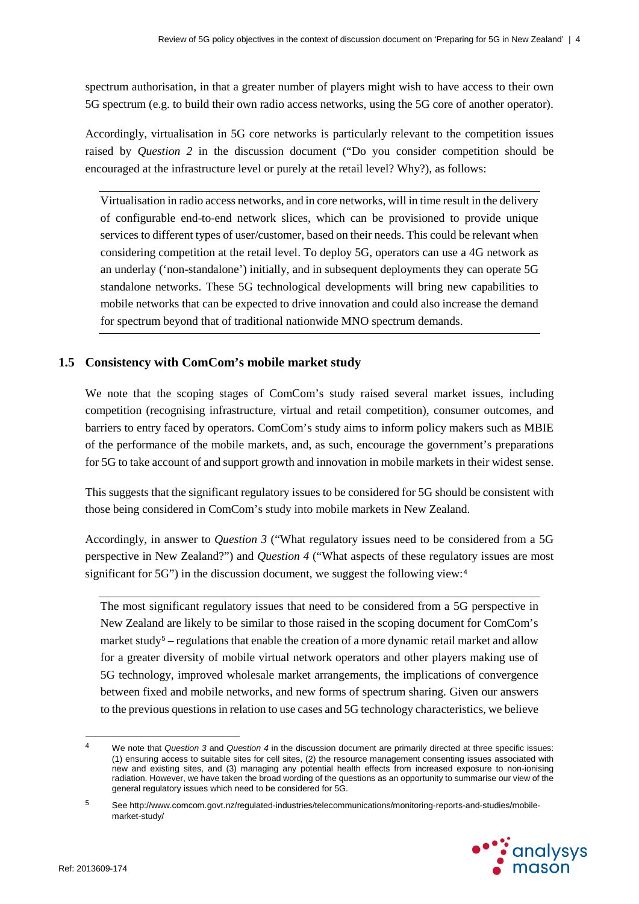spectrum authorisation, in that a greater number of players might wish to have access to their own 5G spectrum (e.g. to build their own radio access networks, using the 5G core of another operator).

Accordingly, virtualisation in 5G core networks is particularly relevant to the competition issues raised by *Question 2* in the discussion document ("Do you consider competition should be encouraged at the infrastructure level or purely at the retail level? Why?), as follows:

> Virtualisation in radio access networks, and in core networks, will in time result in the delivery of configurable end-to-end network slices, which can be provisioned to provide unique services to different types of user/customer, based on their needs. This could be relevant when considering competition at the retail level. To deploy 5G, operators can use a 4G network as an underlay ('non-standalone') initially, and in subsequent deployments they can operate 5G standalone networks. These 5G technological developments will bring new capabilities to mobile networks that can be expected to drive innovation and could also increase the demand for spectrum beyond that of traditional nationwide MNO spectrum demands.

## 1.5 Consistency with ComCom's mobile market study

We note that the scoping stages of ComCom's study raised several market issues, including competition (recognising infrastructure, virtual and retail competition), consumer outcomes, and barriers to entry faced by operators. ComCom's study aims to inform policy makers such as MBIE of the performance of the mobile markets, and, as such, encourage the government's preparations for 5G to take account of and support growth and innovation in mobile markets in their widest sense.

This suggests that the significant regulatory issues to be considered for 5G should be consistent with those being considered in ComCom's study into mobile markets in New Zealand.

Accordingly, in answer to *Question 3* ("What regulatory issues need to be considered from a 5G perspective in New Zealand?") and *Question 4* ("What aspects of these regulatory issues are most significant for 5G") in the discussion document, we suggest the following view:[4]

> The most significant regulatory issues that need to be considered from a 5G perspective in New Zealand are likely to be similar to those raised in the scoping document for ComCom's market study[5] – regulations that enable the creation of a more dynamic retail market and allow for a greater diversity of mobile virtual network operators and other players making use of 5G technology, improved wholesale market arrangements, the implications of convergence between fixed and mobile networks, and new forms of spectrum sharing. Given our answers to the previous questions in relation to use cases and 5G technology characteristics, we believe

[4] We note that *Question 3* and *Question 4* in the discussion document are primarily directed at three specific issues: (1) ensuring access to suitable sites for cell sites, (2) the resource management consenting issues associated with new and existing sites, and (3) managing any potential health effects from increased exposure to non-ionising radiation. However, we have taken the broad wording of the questions as an opportunity to summarise our view of the general regulatory issues which need to be considered for 5G.

[5] See http://www.comcom.govt.nz/regulated-industries/telecommunications/monitoring-reports-and-studies/mobile-market-study/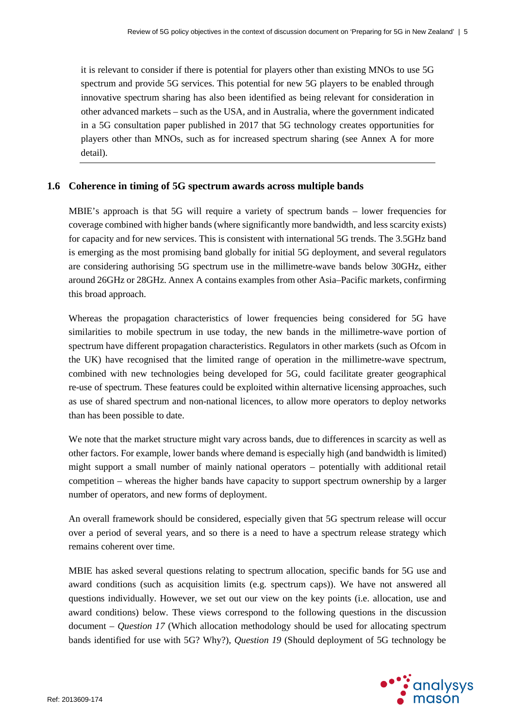it is relevant to consider if there is potential for players other than existing MNOs to use 5G spectrum and provide 5G services. This potential for new 5G players to be enabled through innovative spectrum sharing has also been identified as being relevant for consideration in other advanced markets – such as the USA, and in Australia, where the government indicated in a 5G consultation paper published in 2017 that 5G technology creates opportunities for players other than MNOs, such as for increased spectrum sharing (see Annex A for more detail).

## 1.6 Coherence in timing of 5G spectrum awards across multiple bands

MBIE's approach is that 5G will require a variety of spectrum bands – lower frequencies for coverage combined with higher bands (where significantly more bandwidth, and less scarcity exists) for capacity and for new services. This is consistent with international 5G trends. The 3.5GHz band is emerging as the most promising band globally for initial 5G deployment, and several regulators are considering authorising 5G spectrum use in the millimetre-wave bands below 30GHz, either around 26GHz or 28GHz. Annex A contains examples from other Asia–Pacific markets, confirming this broad approach.

Whereas the propagation characteristics of lower frequencies being considered for 5G have similarities to mobile spectrum in use today, the new bands in the millimetre-wave portion of spectrum have different propagation characteristics. Regulators in other markets (such as Ofcom in the UK) have recognised that the limited range of operation in the millimetre-wave spectrum, combined with new technologies being developed for 5G, could facilitate greater geographical re-use of spectrum. These features could be exploited within alternative licensing approaches, such as use of shared spectrum and non-national licences, to allow more operators to deploy networks than has been possible to date.

We note that the market structure might vary across bands, due to differences in scarcity as well as other factors. For example, lower bands where demand is especially high (and bandwidth is limited) might support a small number of mainly national operators – potentially with additional retail competition – whereas the higher bands have capacity to support spectrum ownership by a larger number of operators, and new forms of deployment.

An overall framework should be considered, especially given that 5G spectrum release will occur over a period of several years, and so there is a need to have a spectrum release strategy which remains coherent over time.

MBIE has asked several questions relating to spectrum allocation, specific bands for 5G use and award conditions (such as acquisition limits (e.g. spectrum caps)). We have not answered all questions individually. However, we set out our view on the key points (i.e. allocation, use and award conditions) below. These views correspond to the following questions in the discussion document – *Question 17* (Which allocation methodology should be used for allocating spectrum bands identified for use with 5G? Why?), *Question 19* (Should deployment of 5G technology be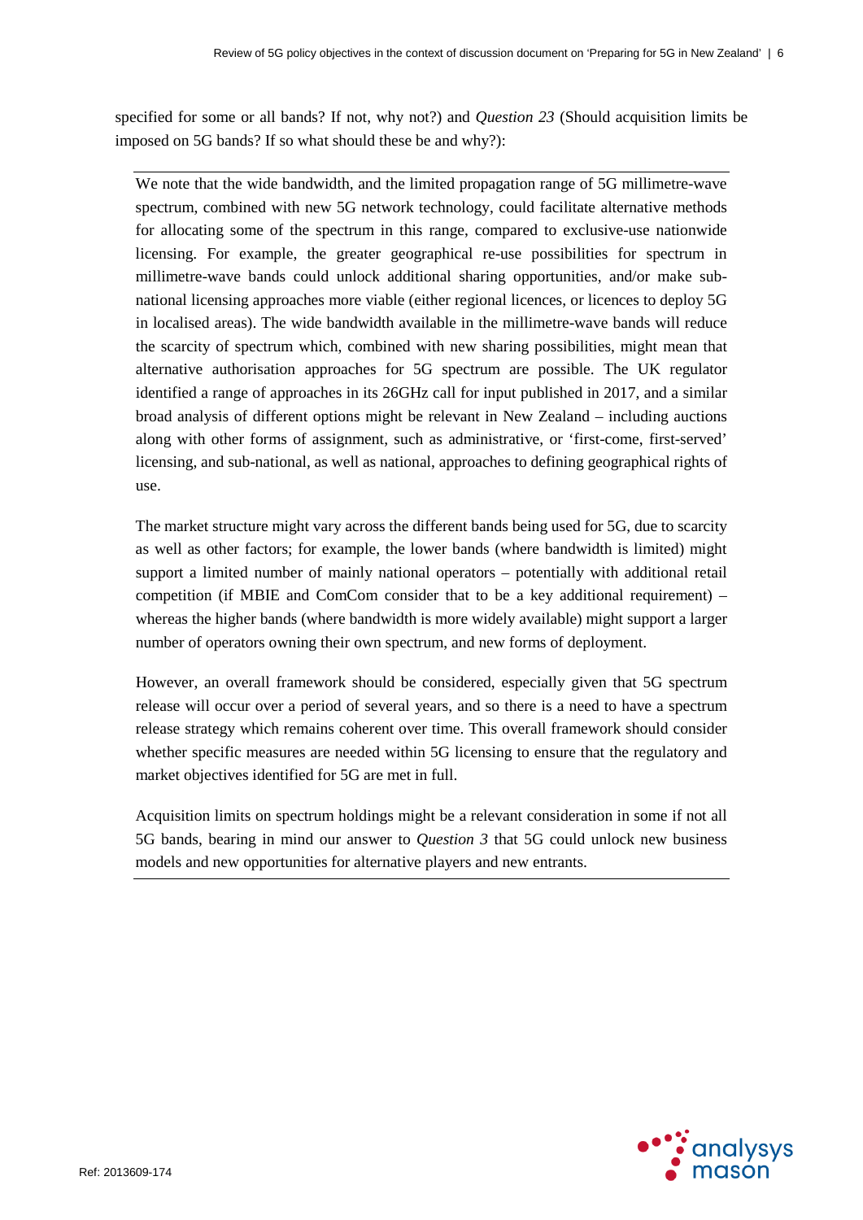specified for some or all bands? If not, why not?) and *Question 23* (Should acquisition limits be imposed on 5G bands? If so what should these be and why?):

> We note that the wide bandwidth, and the limited propagation range of 5G millimetre-wave spectrum, combined with new 5G network technology, could facilitate alternative methods for allocating some of the spectrum in this range, compared to exclusive-use nationwide licensing. For example, the greater geographical re-use possibilities for spectrum in millimetre-wave bands could unlock additional sharing opportunities, and/or make sub-national licensing approaches more viable (either regional licences, or licences to deploy 5G in localised areas). The wide bandwidth available in the millimetre-wave bands will reduce the scarcity of spectrum which, combined with new sharing possibilities, might mean that alternative authorisation approaches for 5G spectrum are possible. The UK regulator identified a range of approaches in its 26GHz call for input published in 2017, and a similar broad analysis of different options might be relevant in New Zealand – including auctions along with other forms of assignment, such as administrative, or 'first-come, first-served' licensing, and sub-national, as well as national, approaches to defining geographical rights of use.
>
> The market structure might vary across the different bands being used for 5G, due to scarcity as well as other factors; for example, the lower bands (where bandwidth is limited) might support a limited number of mainly national operators – potentially with additional retail competition (if MBIE and ComCom consider that to be a key additional requirement) – whereas the higher bands (where bandwidth is more widely available) might support a larger number of operators owning their own spectrum, and new forms of deployment.
>
> However, an overall framework should be considered, especially given that 5G spectrum release will occur over a period of several years, and so there is a need to have a spectrum release strategy which remains coherent over time. This overall framework should consider whether specific measures are needed within 5G licensing to ensure that the regulatory and market objectives identified for 5G are met in full.
>
> Acquisition limits on spectrum holdings might be a relevant consideration in some if not all 5G bands, bearing in mind our answer to *Question 3* that 5G could unlock new business models and new opportunities for alternative players and new entrants.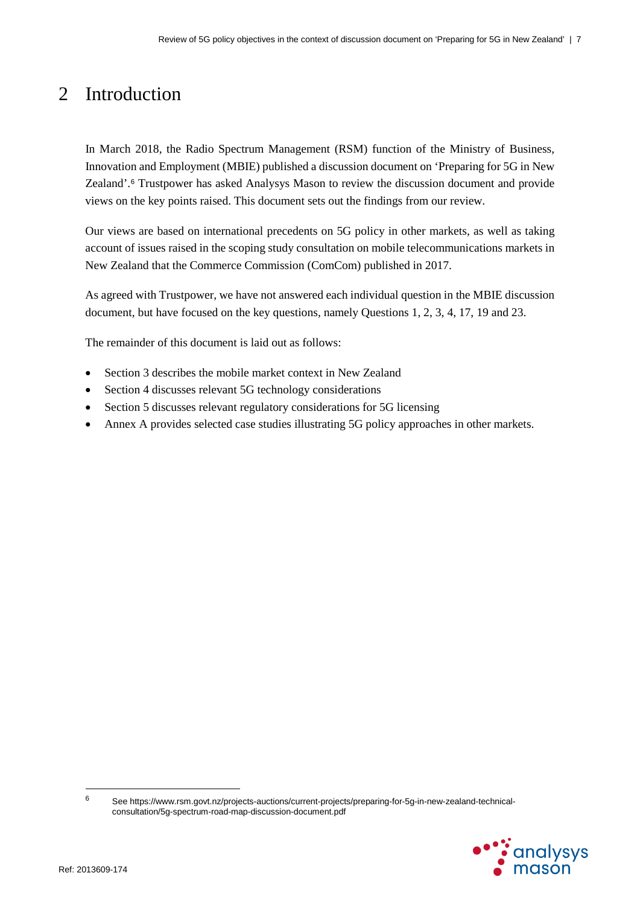# 2 Introduction

In March 2018, the Radio Spectrum Management (RSM) function of the Ministry of Business, Innovation and Employment (MBIE) published a discussion document on 'Preparing for 5G in New Zealand'.[6] Trustpower has asked Analysys Mason to review the discussion document and provide views on the key points raised. This document sets out the findings from our review.

Our views are based on international precedents on 5G policy in other markets, as well as taking account of issues raised in the scoping study consultation on mobile telecommunications markets in New Zealand that the Commerce Commission (ComCom) published in 2017.

As agreed with Trustpower, we have not answered each individual question in the MBIE discussion document, but have focused on the key questions, namely Questions 1, 2, 3, 4, 17, 19 and 23.

The remainder of this document is laid out as follows:

- Section 3 describes the mobile market context in New Zealand
- Section 4 discusses relevant 5G technology considerations
- Section 5 discusses relevant regulatory considerations for 5G licensing
- Annex A provides selected case studies illustrating 5G policy approaches in other markets.

[6] See https://www.rsm.govt.nz/projects-auctions/current-projects/preparing-for-5g-in-new-zealand-technical-consultation/5g-spectrum-road-map-discussion-document.pdf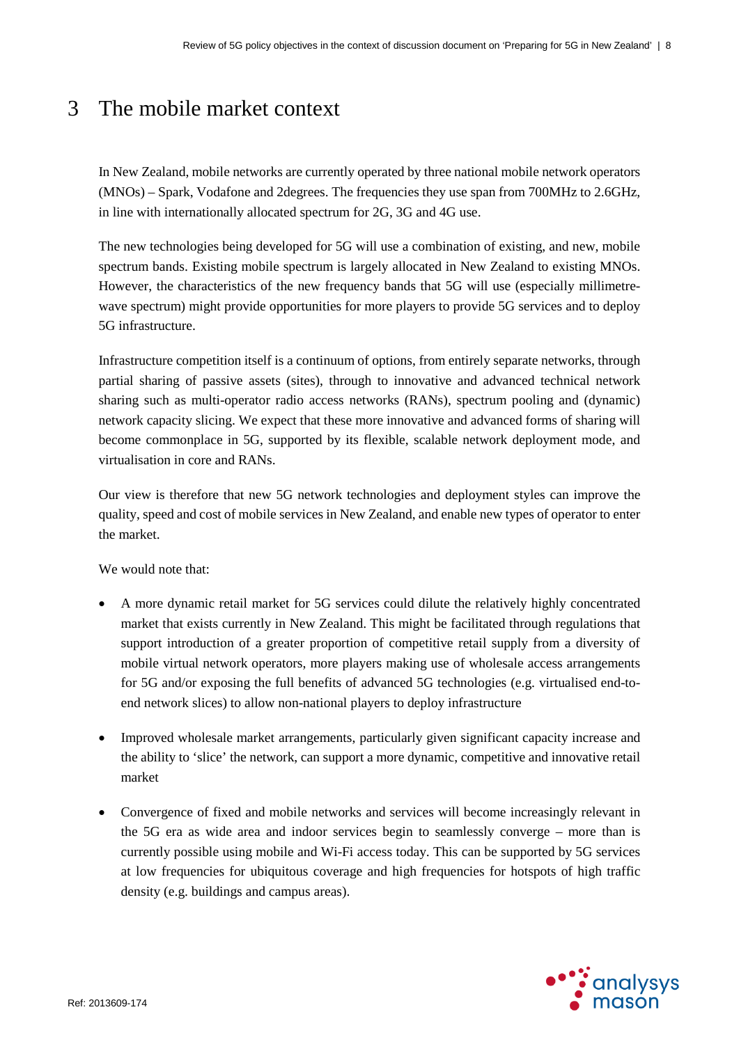# 3 The mobile market context

In New Zealand, mobile networks are currently operated by three national mobile network operators (MNOs) – Spark, Vodafone and 2degrees. The frequencies they use span from 700MHz to 2.6GHz, in line with internationally allocated spectrum for 2G, 3G and 4G use.

The new technologies being developed for 5G will use a combination of existing, and new, mobile spectrum bands. Existing mobile spectrum is largely allocated in New Zealand to existing MNOs. However, the characteristics of the new frequency bands that 5G will use (especially millimetre-wave spectrum) might provide opportunities for more players to provide 5G services and to deploy 5G infrastructure.

Infrastructure competition itself is a continuum of options, from entirely separate networks, through partial sharing of passive assets (sites), through to innovative and advanced technical network sharing such as multi-operator radio access networks (RANs), spectrum pooling and (dynamic) network capacity slicing. We expect that these more innovative and advanced forms of sharing will become commonplace in 5G, supported by its flexible, scalable network deployment mode, and virtualisation in core and RANs.

Our view is therefore that new 5G network technologies and deployment styles can improve the quality, speed and cost of mobile services in New Zealand, and enable new types of operator to enter the market.

We would note that:

- A more dynamic retail market for 5G services could dilute the relatively highly concentrated market that exists currently in New Zealand. This might be facilitated through regulations that support introduction of a greater proportion of competitive retail supply from a diversity of mobile virtual network operators, more players making use of wholesale access arrangements for 5G and/or exposing the full benefits of advanced 5G technologies (e.g. virtualised end-to-end network slices) to allow non-national players to deploy infrastructure
- Improved wholesale market arrangements, particularly given significant capacity increase and the ability to 'slice' the network, can support a more dynamic, competitive and innovative retail market
- Convergence of fixed and mobile networks and services will become increasingly relevant in the 5G era as wide area and indoor services begin to seamlessly converge – more than is currently possible using mobile and Wi-Fi access today. This can be supported by 5G services at low frequencies for ubiquitous coverage and high frequencies for hotspots of high traffic density (e.g. buildings and campus areas).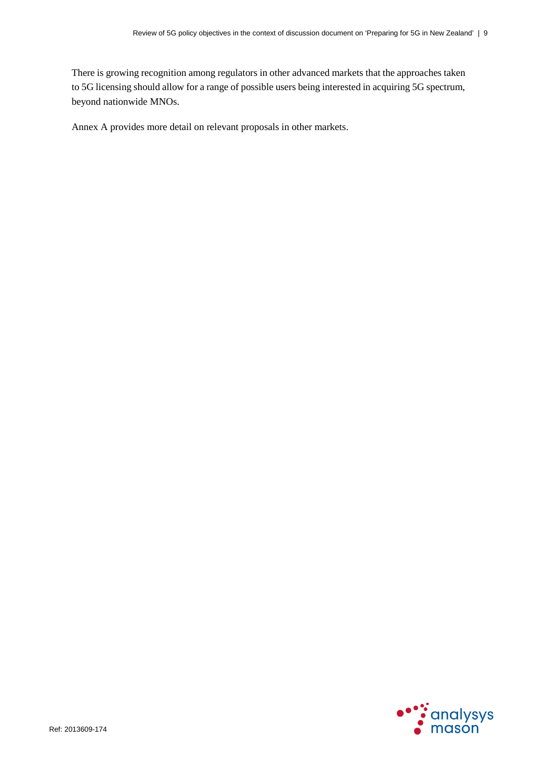There is growing recognition among regulators in other advanced markets that the approaches taken to 5G licensing should allow for a range of possible users being interested in acquiring 5G spectrum, beyond nationwide MNOs.

Annex A provides more detail on relevant proposals in other markets.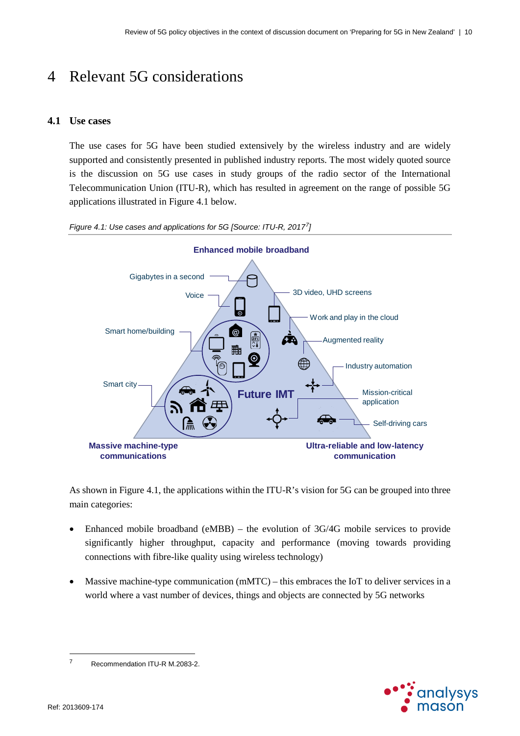# 4 Relevant 5G considerations

## 4.1 Use cases

The use cases for 5G have been studied extensively by the wireless industry and are widely supported and consistently presented in published industry reports. The most widely quoted source is the discussion on 5G use cases in study groups of the radio sector of the International Telecommunication Union (ITU-R), which has resulted in agreement on the range of possible 5G applications illustrated in Figure 4.1 below.

*Figure 4.1: Use cases and applications for 5G [Source: ITU-R, 2017[7]]*

As shown in Figure 4.1, the applications within the ITU-R's vision for 5G can be grouped into three main categories:

- Enhanced mobile broadband (eMBB) – the evolution of 3G/4G mobile services to provide significantly higher throughput, capacity and performance (moving towards providing connections with fibre-like quality using wireless technology)
- Massive machine-type communication (mMTC) – this embraces the IoT to deliver services in a world where a vast number of devices, things and objects are connected by 5G networks

[7] Recommendation ITU-R M.2083-2.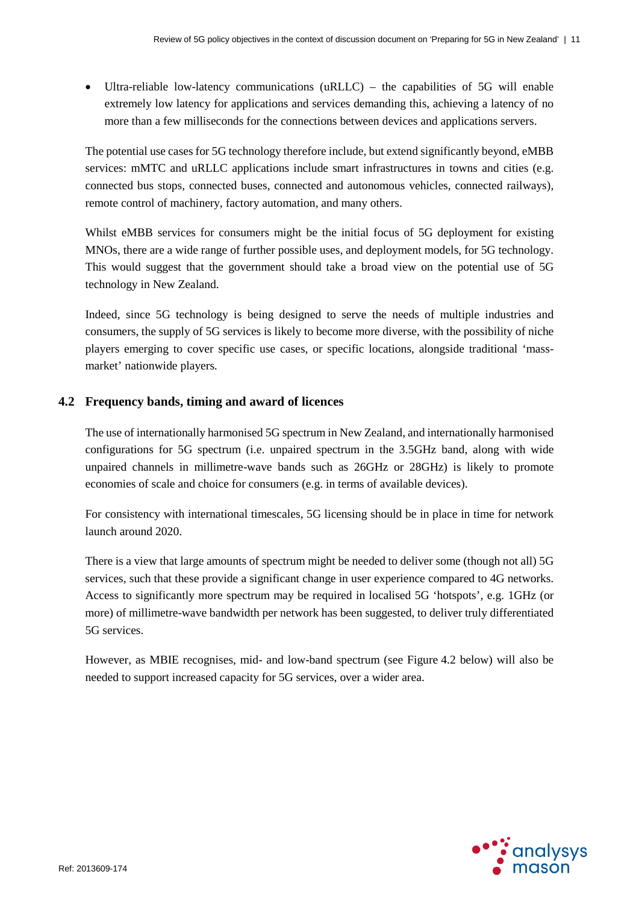- Ultra-reliable low-latency communications (uRLLC) – the capabilities of 5G will enable extremely low latency for applications and services demanding this, achieving a latency of no more than a few milliseconds for the connections between devices and applications servers.

The potential use cases for 5G technology therefore include, but extend significantly beyond, eMBB services: mMTC and uRLLC applications include smart infrastructures in towns and cities (e.g. connected bus stops, connected buses, connected and autonomous vehicles, connected railways), remote control of machinery, factory automation, and many others.

Whilst eMBB services for consumers might be the initial focus of 5G deployment for existing MNOs, there are a wide range of further possible uses, and deployment models, for 5G technology. This would suggest that the government should take a broad view on the potential use of 5G technology in New Zealand.

Indeed, since 5G technology is being designed to serve the needs of multiple industries and consumers, the supply of 5G services is likely to become more diverse, with the possibility of niche players emerging to cover specific use cases, or specific locations, alongside traditional 'mass-market' nationwide players.

## 4.2 Frequency bands, timing and award of licences

The use of internationally harmonised 5G spectrum in New Zealand, and internationally harmonised configurations for 5G spectrum (i.e. unpaired spectrum in the 3.5GHz band, along with wide unpaired channels in millimetre-wave bands such as 26GHz or 28GHz) is likely to promote economies of scale and choice for consumers (e.g. in terms of available devices).

For consistency with international timescales, 5G licensing should be in place in time for network launch around 2020.

There is a view that large amounts of spectrum might be needed to deliver some (though not all) 5G services, such that these provide a significant change in user experience compared to 4G networks. Access to significantly more spectrum may be required in localised 5G 'hotspots', e.g. 1GHz (or more) of millimetre-wave bandwidth per network has been suggested, to deliver truly differentiated 5G services.

However, as MBIE recognises, mid- and low-band spectrum (see Figure 4.2 below) will also be needed to support increased capacity for 5G services, over a wider area.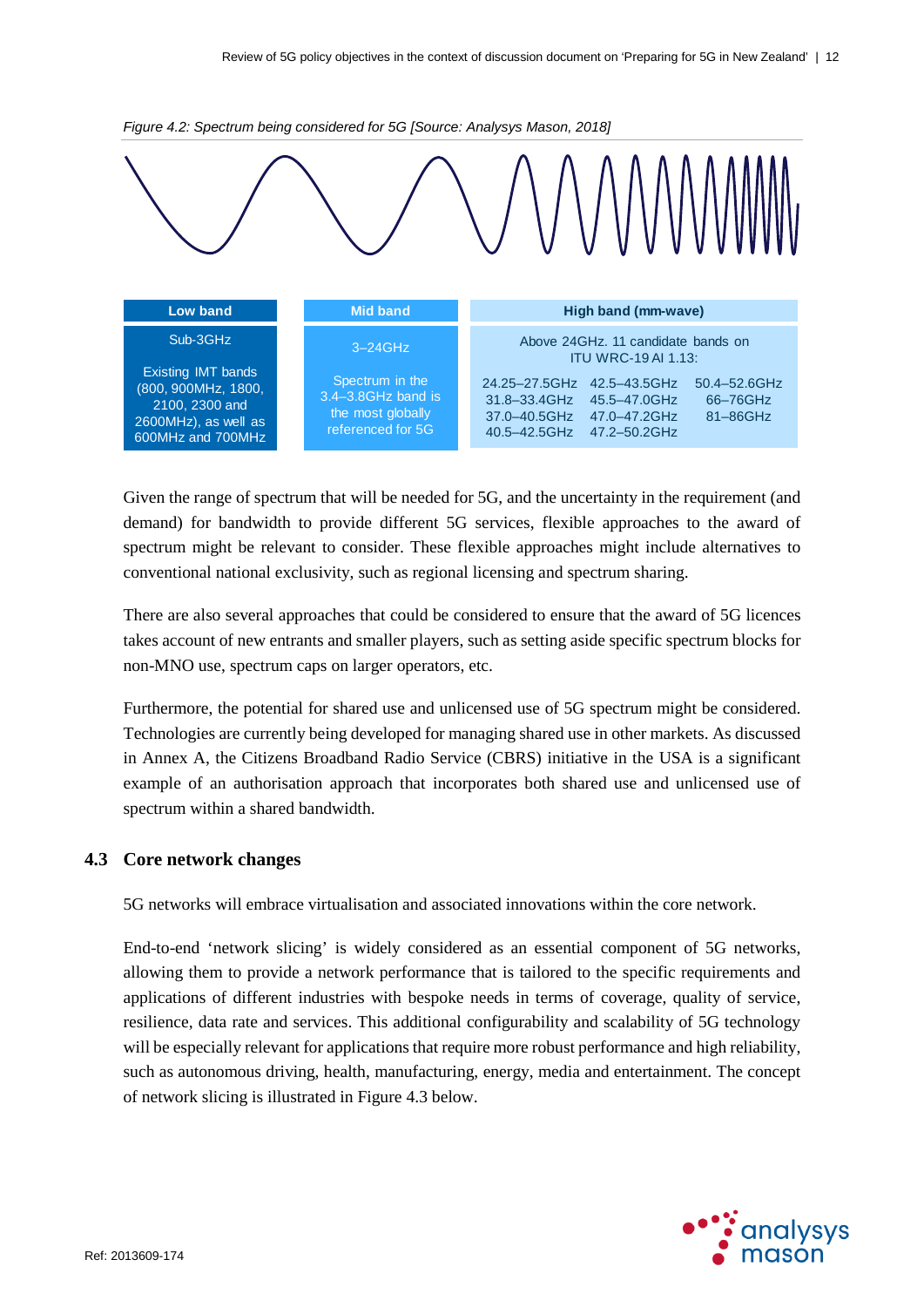*Figure 4.2: Spectrum being considered for 5G [Source: Analysys Mason, 2018]*

| Low band | Mid band | High band (mm-wave) | | |
|---|---|---|---|---|
| Sub-3GHz | 3–24GHz | Above 24GHz. 11 candidate bands on ITU WRC-19 AI 1.13: | | |
| Existing IMT bands (800, 900MHz, 1800, 2100, 2300 and 2600MHz), as well as 600MHz and 700MHz | Spectrum in the 3.4–3.8GHz band is the most globally referenced for 5G | 24.25–27.5GHz<br>31.8–33.4GHz<br>37.0–40.5GHz<br>40.5–42.5GHz | 42.5–43.5GHz<br>45.5–47.0GHz<br>47.0–47.2GHz<br>47.2–50.2GHz | 50.4–52.6GHz<br>66–76GHz<br>81–86GHz |

Given the range of spectrum that will be needed for 5G, and the uncertainty in the requirement (and demand) for bandwidth to provide different 5G services, flexible approaches to the award of spectrum might be relevant to consider. These flexible approaches might include alternatives to conventional national exclusivity, such as regional licensing and spectrum sharing.

There are also several approaches that could be considered to ensure that the award of 5G licences takes account of new entrants and smaller players, such as setting aside specific spectrum blocks for non-MNO use, spectrum caps on larger operators, etc.

Furthermore, the potential for shared use and unlicensed use of 5G spectrum might be considered. Technologies are currently being developed for managing shared use in other markets. As discussed in Annex A, the Citizens Broadband Radio Service (CBRS) initiative in the USA is a significant example of an authorisation approach that incorporates both shared use and unlicensed use of spectrum within a shared bandwidth.

## 4.3 Core network changes

5G networks will embrace virtualisation and associated innovations within the core network.

End-to-end 'network slicing' is widely considered as an essential component of 5G networks, allowing them to provide a network performance that is tailored to the specific requirements and applications of different industries with bespoke needs in terms of coverage, quality of service, resilience, data rate and services. This additional configurability and scalability of 5G technology will be especially relevant for applications that require more robust performance and high reliability, such as autonomous driving, health, manufacturing, energy, media and entertainment. The concept of network slicing is illustrated in Figure 4.3 below.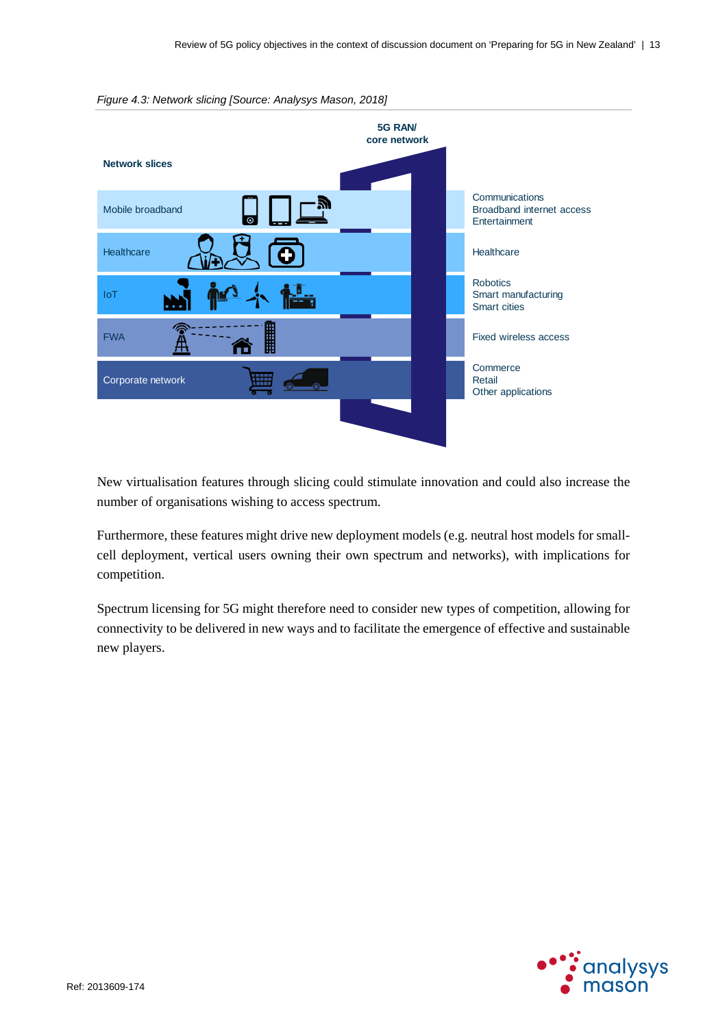*Figure 4.3: Network slicing [Source: Analysys Mason, 2018]*

| Network slices | 5G RAN/ core network | |
|---|---|---|
| Mobile broadband | | Communications<br>Broadband internet access<br>Entertainment |
| Healthcare | | Healthcare |
| IoT | | Robotics<br>Smart manufacturing<br>Smart cities |
| FWA | | Fixed wireless access |
| Corporate network | | Commerce<br>Retail<br>Other applications |

New virtualisation features through slicing could stimulate innovation and could also increase the number of organisations wishing to access spectrum.

Furthermore, these features might drive new deployment models (e.g. neutral host models for small-cell deployment, vertical users owning their own spectrum and networks), with implications for competition.

Spectrum licensing for 5G might therefore need to consider new types of competition, allowing for connectivity to be delivered in new ways and to facilitate the emergence of effective and sustainable new players.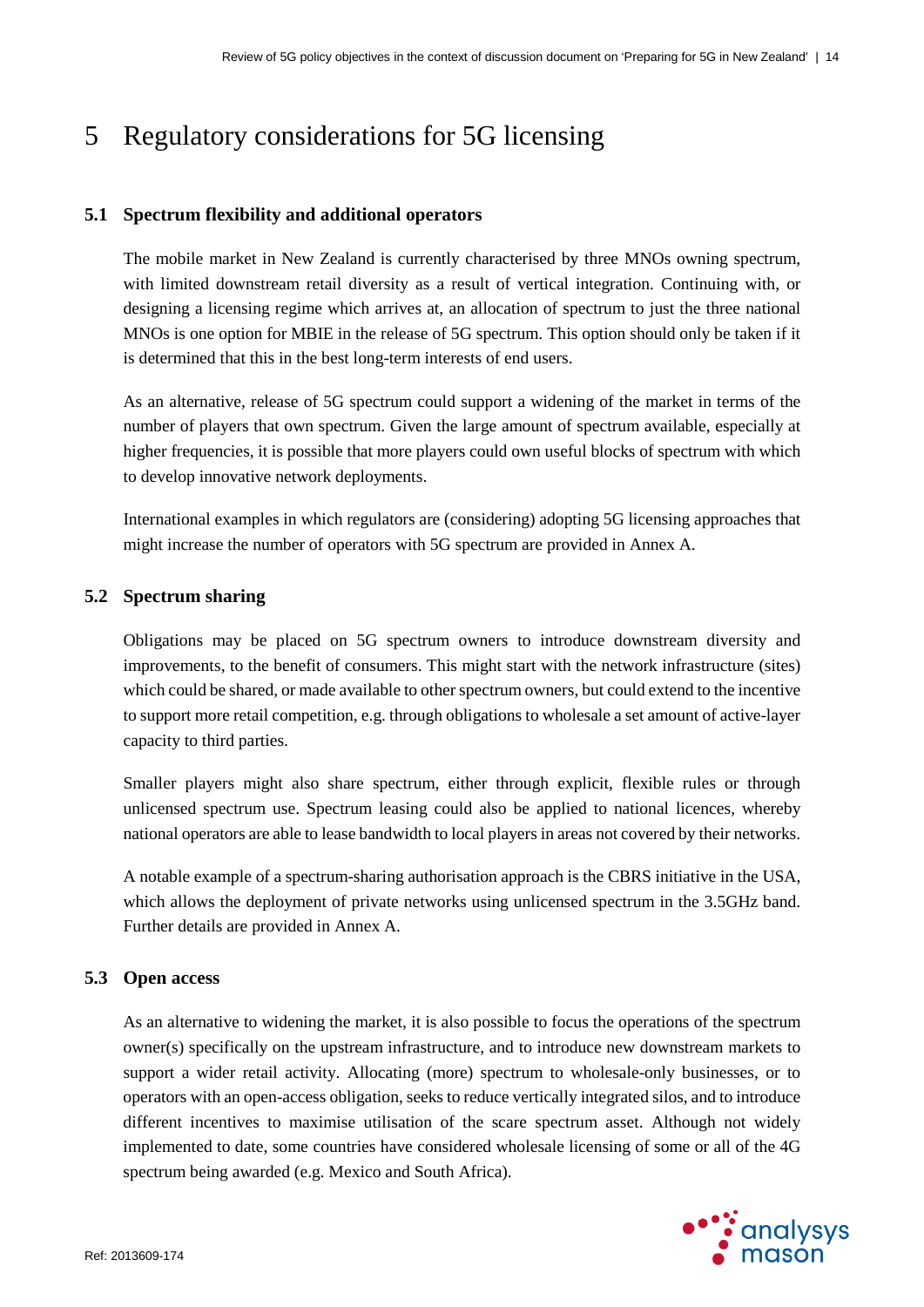# 5 Regulatory considerations for 5G licensing

## 5.1 Spectrum flexibility and additional operators

The mobile market in New Zealand is currently characterised by three MNOs owning spectrum, with limited downstream retail diversity as a result of vertical integration. Continuing with, or designing a licensing regime which arrives at, an allocation of spectrum to just the three national MNOs is one option for MBIE in the release of 5G spectrum. This option should only be taken if it is determined that this in the best long-term interests of end users.

As an alternative, release of 5G spectrum could support a widening of the market in terms of the number of players that own spectrum. Given the large amount of spectrum available, especially at higher frequencies, it is possible that more players could own useful blocks of spectrum with which to develop innovative network deployments.

International examples in which regulators are (considering) adopting 5G licensing approaches that might increase the number of operators with 5G spectrum are provided in Annex A.

## 5.2 Spectrum sharing

Obligations may be placed on 5G spectrum owners to introduce downstream diversity and improvements, to the benefit of consumers. This might start with the network infrastructure (sites) which could be shared, or made available to other spectrum owners, but could extend to the incentive to support more retail competition, e.g. through obligations to wholesale a set amount of active-layer capacity to third parties.

Smaller players might also share spectrum, either through explicit, flexible rules or through unlicensed spectrum use. Spectrum leasing could also be applied to national licences, whereby national operators are able to lease bandwidth to local players in areas not covered by their networks.

A notable example of a spectrum-sharing authorisation approach is the CBRS initiative in the USA, which allows the deployment of private networks using unlicensed spectrum in the 3.5GHz band. Further details are provided in Annex A.

## 5.3 Open access

As an alternative to widening the market, it is also possible to focus the operations of the spectrum owner(s) specifically on the upstream infrastructure, and to introduce new downstream markets to support a wider retail activity. Allocating (more) spectrum to wholesale-only businesses, or to operators with an open-access obligation, seeks to reduce vertically integrated silos, and to introduce different incentives to maximise utilisation of the scare spectrum asset. Although not widely implemented to date, some countries have considered wholesale licensing of some or all of the 4G spectrum being awarded (e.g. Mexico and South Africa).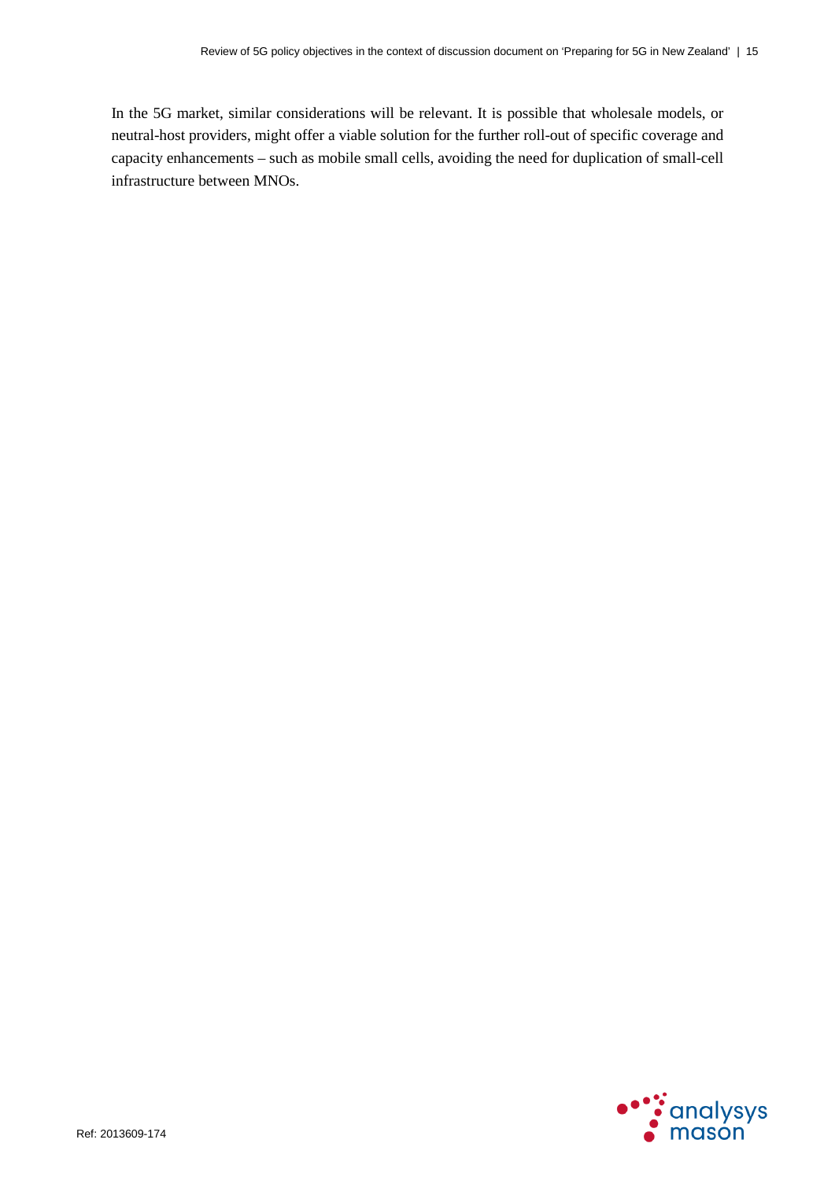In the 5G market, similar considerations will be relevant. It is possible that wholesale models, or neutral-host providers, might offer a viable solution for the further roll-out of specific coverage and capacity enhancements – such as mobile small cells, avoiding the need for duplication of small-cell infrastructure between MNOs.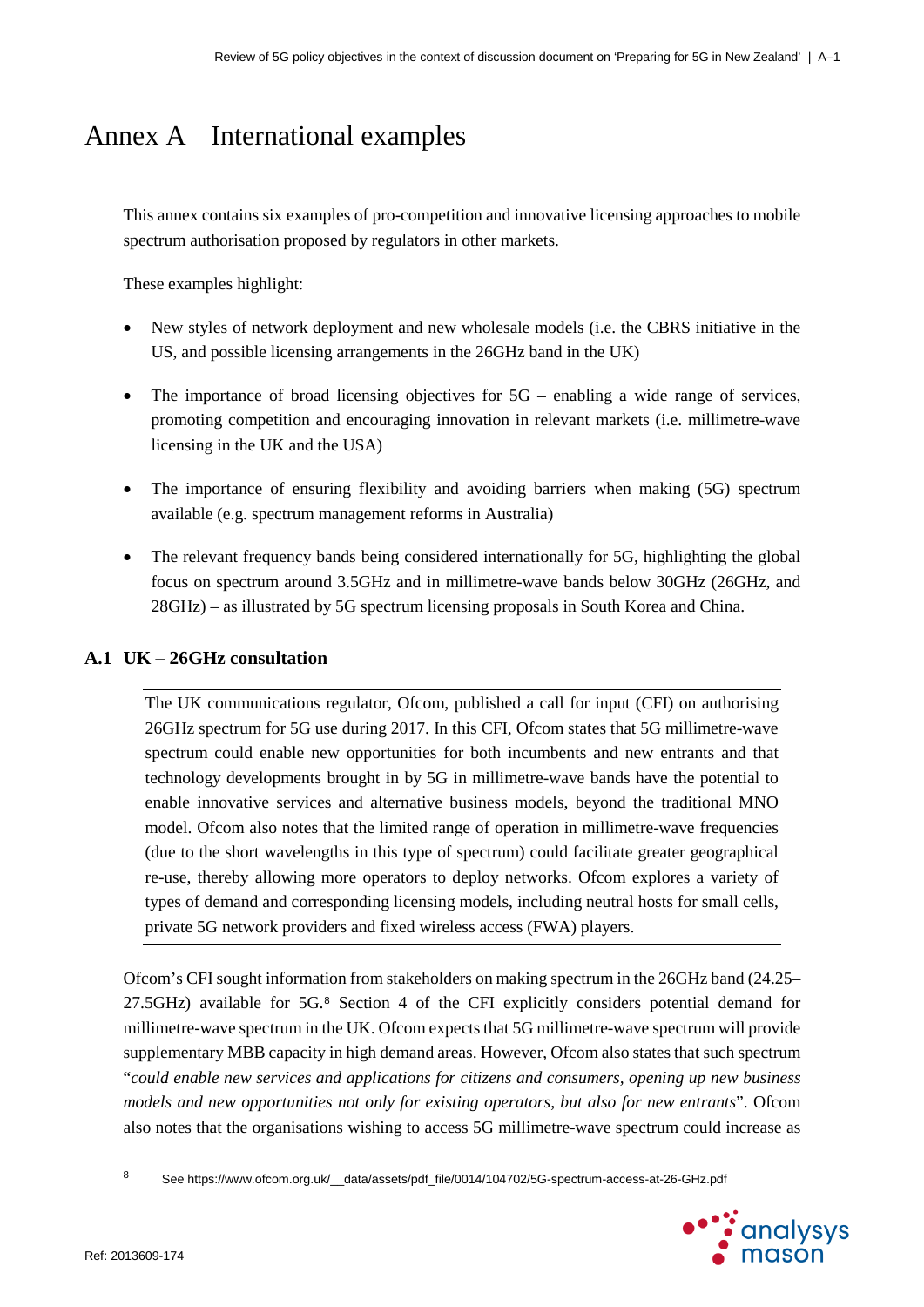# Annex A International examples

This annex contains six examples of pro-competition and innovative licensing approaches to mobile spectrum authorisation proposed by regulators in other markets.

These examples highlight:

- New styles of network deployment and new wholesale models (i.e. the CBRS initiative in the US, and possible licensing arrangements in the 26GHz band in the UK)
- The importance of broad licensing objectives for 5G – enabling a wide range of services, promoting competition and encouraging innovation in relevant markets (i.e. millimetre-wave licensing in the UK and the USA)
- The importance of ensuring flexibility and avoiding barriers when making (5G) spectrum available (e.g. spectrum management reforms in Australia)
- The relevant frequency bands being considered internationally for 5G, highlighting the global focus on spectrum around 3.5GHz and in millimetre-wave bands below 30GHz (26GHz, and 28GHz) – as illustrated by 5G spectrum licensing proposals in South Korea and China.

## A.1 UK – 26GHz consultation

> The UK communications regulator, Ofcom, published a call for input (CFI) on authorising 26GHz spectrum for 5G use during 2017. In this CFI, Ofcom states that 5G millimetre-wave spectrum could enable new opportunities for both incumbents and new entrants and that technology developments brought in by 5G in millimetre-wave bands have the potential to enable innovative services and alternative business models, beyond the traditional MNO model. Ofcom also notes that the limited range of operation in millimetre-wave frequencies (due to the short wavelengths in this type of spectrum) could facilitate greater geographical re-use, thereby allowing more operators to deploy networks. Ofcom explores a variety of types of demand and corresponding licensing models, including neutral hosts for small cells, private 5G network providers and fixed wireless access (FWA) players.

Ofcom's CFI sought information from stakeholders on making spectrum in the 26GHz band (24.25–27.5GHz) available for 5G.[8] Section 4 of the CFI explicitly considers potential demand for millimetre-wave spectrum in the UK. Ofcom expects that 5G millimetre-wave spectrum will provide supplementary MBB capacity in high demand areas. However, Ofcom also states that such spectrum "*could enable new services and applications for citizens and consumers, opening up new business models and new opportunities not only for existing operators, but also for new entrants*". Ofcom also notes that the organisations wishing to access 5G millimetre-wave spectrum could increase as

[8] See https://www.ofcom.org.uk/__data/assets/pdf_file/0014/104702/5G-spectrum-access-at-26-GHz.pdf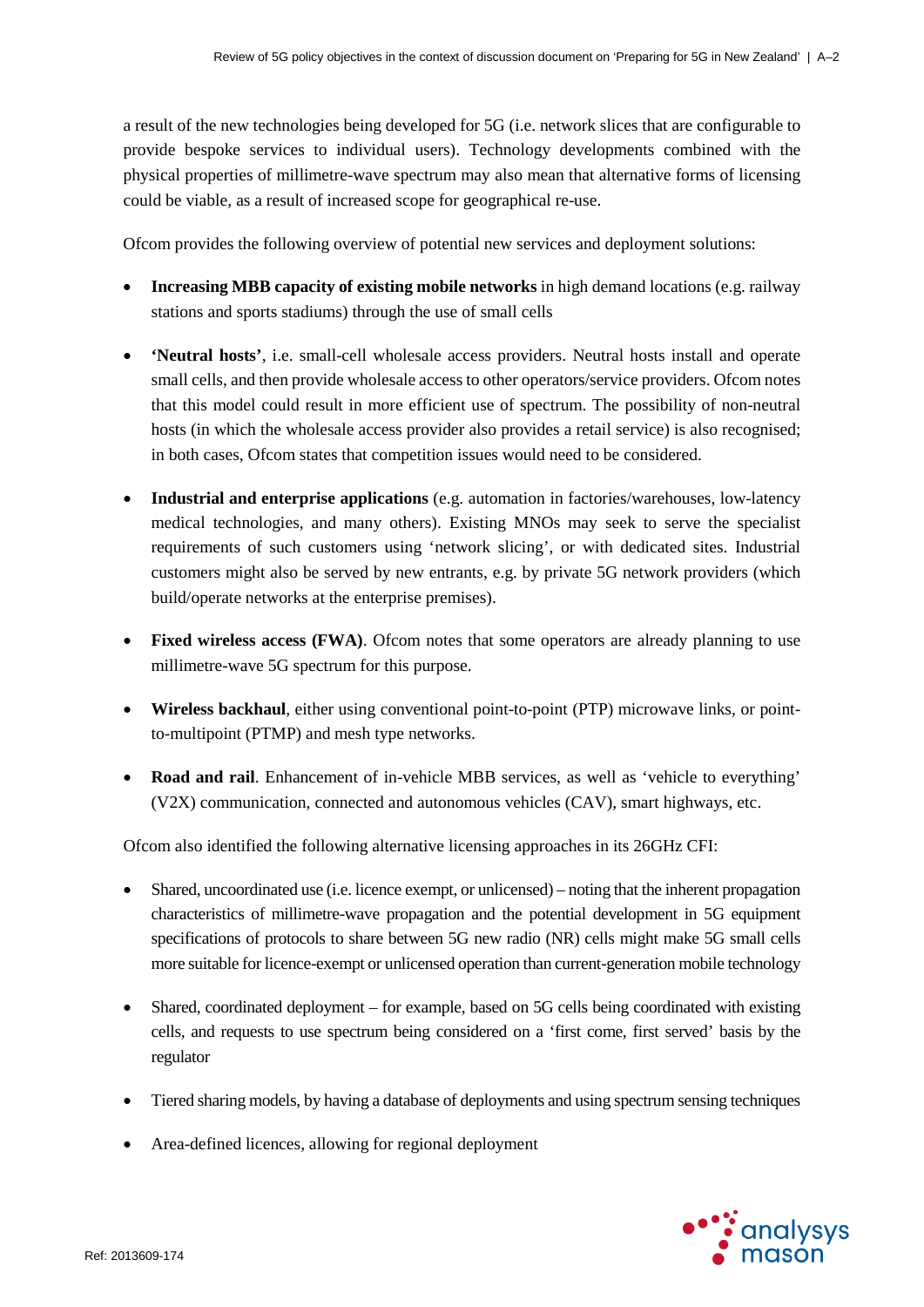a result of the new technologies being developed for 5G (i.e. network slices that are configurable to provide bespoke services to individual users). Technology developments combined with the physical properties of millimetre-wave spectrum may also mean that alternative forms of licensing could be viable, as a result of increased scope for geographical re-use.

Ofcom provides the following overview of potential new services and deployment solutions:

- **Increasing MBB capacity of existing mobile networks** in high demand locations (e.g. railway stations and sports stadiums) through the use of small cells
- **'Neutral hosts'**, i.e. small-cell wholesale access providers. Neutral hosts install and operate small cells, and then provide wholesale access to other operators/service providers. Ofcom notes that this model could result in more efficient use of spectrum. The possibility of non-neutral hosts (in which the wholesale access provider also provides a retail service) is also recognised; in both cases, Ofcom states that competition issues would need to be considered.
- **Industrial and enterprise applications** (e.g. automation in factories/warehouses, low-latency medical technologies, and many others). Existing MNOs may seek to serve the specialist requirements of such customers using 'network slicing', or with dedicated sites. Industrial customers might also be served by new entrants, e.g. by private 5G network providers (which build/operate networks at the enterprise premises).
- **Fixed wireless access (FWA)**. Ofcom notes that some operators are already planning to use millimetre-wave 5G spectrum for this purpose.
- **Wireless backhaul**, either using conventional point-to-point (PTP) microwave links, or point-to-multipoint (PTMP) and mesh type networks.
- **Road and rail**. Enhancement of in-vehicle MBB services, as well as 'vehicle to everything' (V2X) communication, connected and autonomous vehicles (CAV), smart highways, etc.

Ofcom also identified the following alternative licensing approaches in its 26GHz CFI:

- Shared, uncoordinated use (i.e. licence exempt, or unlicensed) – noting that the inherent propagation characteristics of millimetre-wave propagation and the potential development in 5G equipment specifications of protocols to share between 5G new radio (NR) cells might make 5G small cells more suitable for licence-exempt or unlicensed operation than current-generation mobile technology
- Shared, coordinated deployment – for example, based on 5G cells being coordinated with existing cells, and requests to use spectrum being considered on a 'first come, first served' basis by the regulator
- Tiered sharing models, by having a database of deployments and using spectrum sensing techniques
- Area-defined licences, allowing for regional deployment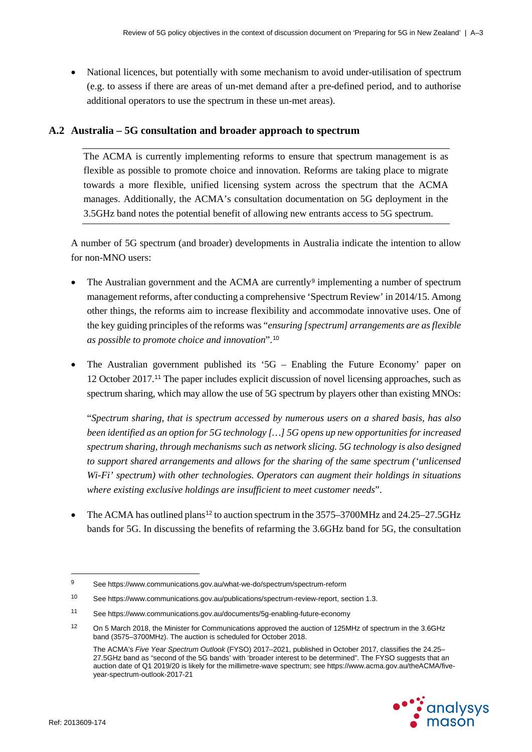- National licences, but potentially with some mechanism to avoid under-utilisation of spectrum (e.g. to assess if there are areas of un-met demand after a pre-defined period, and to authorise additional operators to use the spectrum in these un-met areas).

### A.2 Australia – 5G consultation and broader approach to spectrum

The ACMA is currently implementing reforms to ensure that spectrum management is as flexible as possible to promote choice and innovation. Reforms are taking place to migrate towards a more flexible, unified licensing system across the spectrum that the ACMA manages. Additionally, the ACMA's consultation documentation on 5G deployment in the 3.5GHz band notes the potential benefit of allowing new entrants access to 5G spectrum.

A number of 5G spectrum (and broader) developments in Australia indicate the intention to allow for non-MNO users:

- The Australian government and the ACMA are currently[9] implementing a number of spectrum management reforms, after conducting a comprehensive 'Spectrum Review' in 2014/15. Among other things, the reforms aim to increase flexibility and accommodate innovative uses. One of the key guiding principles of the reforms was "*ensuring [spectrum] arrangements are as flexible as possible to promote choice and innovation*".[10]
- The Australian government published its '5G – Enabling the Future Economy' paper on 12 October 2017.[11] The paper includes explicit discussion of novel licensing approaches, such as spectrum sharing, which may allow the use of 5G spectrum by players other than existing MNOs:

  "*Spectrum sharing, that is spectrum accessed by numerous users on a shared basis, has also been identified as an option for 5G technology […] 5G opens up new opportunities for increased spectrum sharing, through mechanisms such as network slicing. 5G technology is also designed to support shared arrangements and allows for the sharing of the same spectrum ('unlicensed Wi-Fi' spectrum) with other technologies. Operators can augment their holdings in situations where existing exclusive holdings are insufficient to meet customer needs*".
- The ACMA has outlined plans[12] to auction spectrum in the 3575–3700MHz and 24.25–27.5GHz bands for 5G. In discussing the benefits of refarming the 3.6GHz band for 5G, the consultation

---

[9] See https://www.communications.gov.au/what-we-do/spectrum/spectrum-reform

[10] See https://www.communications.gov.au/publications/spectrum-review-report, section 1.3.

[11] See https://www.communications.gov.au/documents/5g-enabling-future-economy

[12] On 5 March 2018, the Minister for Communications approved the auction of 125MHz of spectrum in the 3.6GHz band (3575–3700MHz). The auction is scheduled for October 2018.

The ACMA's *Five Year Spectrum Outlook* (FYSO) 2017–2021, published in October 2017, classifies the 24.25–27.5GHz band as "second of the 5G bands" with 'broader interest to be determined". The FYSO suggests that an auction date of Q1 2019/20 is likely for the millimetre-wave spectrum; see https://www.acma.gov.au/theACMA/five-year-spectrum-outlook-2017-21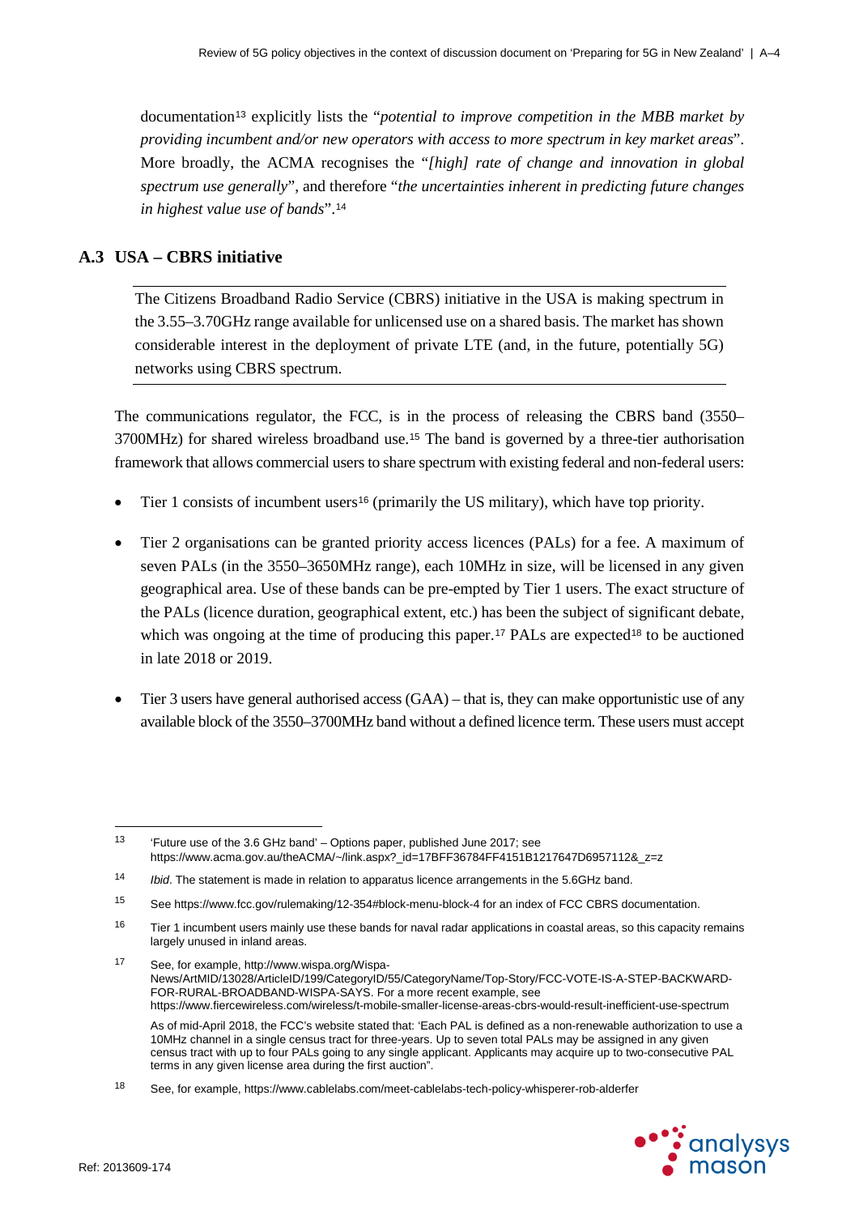documentation[13] explicitly lists the "*potential to improve competition in the MBB market by providing incumbent and/or new operators with access to more spectrum in key market areas*". More broadly, the ACMA recognises the "*[high] rate of change and innovation in global spectrum use generally*", and therefore "*the uncertainties inherent in predicting future changes in highest value use of bands*".[14]

### A.3 USA – CBRS initiative

The Citizens Broadband Radio Service (CBRS) initiative in the USA is making spectrum in the 3.55–3.70GHz range available for unlicensed use on a shared basis. The market has shown considerable interest in the deployment of private LTE (and, in the future, potentially 5G) networks using CBRS spectrum.

The communications regulator, the FCC, is in the process of releasing the CBRS band (3550–3700MHz) for shared wireless broadband use.[15] The band is governed by a three-tier authorisation framework that allows commercial users to share spectrum with existing federal and non-federal users:

- Tier 1 consists of incumbent users[16] (primarily the US military), which have top priority.
- Tier 2 organisations can be granted priority access licences (PALs) for a fee. A maximum of seven PALs (in the 3550–3650MHz range), each 10MHz in size, will be licensed in any given geographical area. Use of these bands can be pre-empted by Tier 1 users. The exact structure of the PALs (licence duration, geographical extent, etc.) has been the subject of significant debate, which was ongoing at the time of producing this paper.[17] PALs are expected[18] to be auctioned in late 2018 or 2019.
- Tier 3 users have general authorised access (GAA) – that is, they can make opportunistic use of any available block of the 3550–3700MHz band without a defined licence term. These users must accept

---

[13] 'Future use of the 3.6 GHz band' – Options paper, published June 2017; see https://www.acma.gov.au/theACMA/~/link.aspx?_id=17BFF36784FF4151B1217647D6957112&_z=z

[14] *Ibid*. The statement is made in relation to apparatus licence arrangements in the 5.6GHz band.

[15] See https://www.fcc.gov/rulemaking/12-354#block-menu-block-4 for an index of FCC CBRS documentation.

[16] Tier 1 incumbent users mainly use these bands for naval radar applications in coastal areas, so this capacity remains largely unused in inland areas.

[17] See, for example, http://www.wispa.org/Wispa-News/ArtMID/13028/ArticleID/199/CategoryID/55/CategoryName/Top-Story/FCC-VOTE-IS-A-STEP-BACKWARD-FOR-RURAL-BROADBAND-WISPA-SAYS. For a more recent example, see https://www.fiercewireless.com/wireless/t-mobile-smaller-license-areas-cbrs-would-result-inefficient-use-spectrum

As of mid-April 2018, the FCC's website stated that: 'Each PAL is defined as a non-renewable authorization to use a 10MHz channel in a single census tract for three-years. Up to seven total PALs may be assigned in any given census tract with up to four PALs going to any single applicant. Applicants may acquire up to two-consecutive PAL terms in any given license area during the first auction".

[18] See, for example, https://www.cablelabs.com/meet-cablelabs-tech-policy-whisperer-rob-alderfer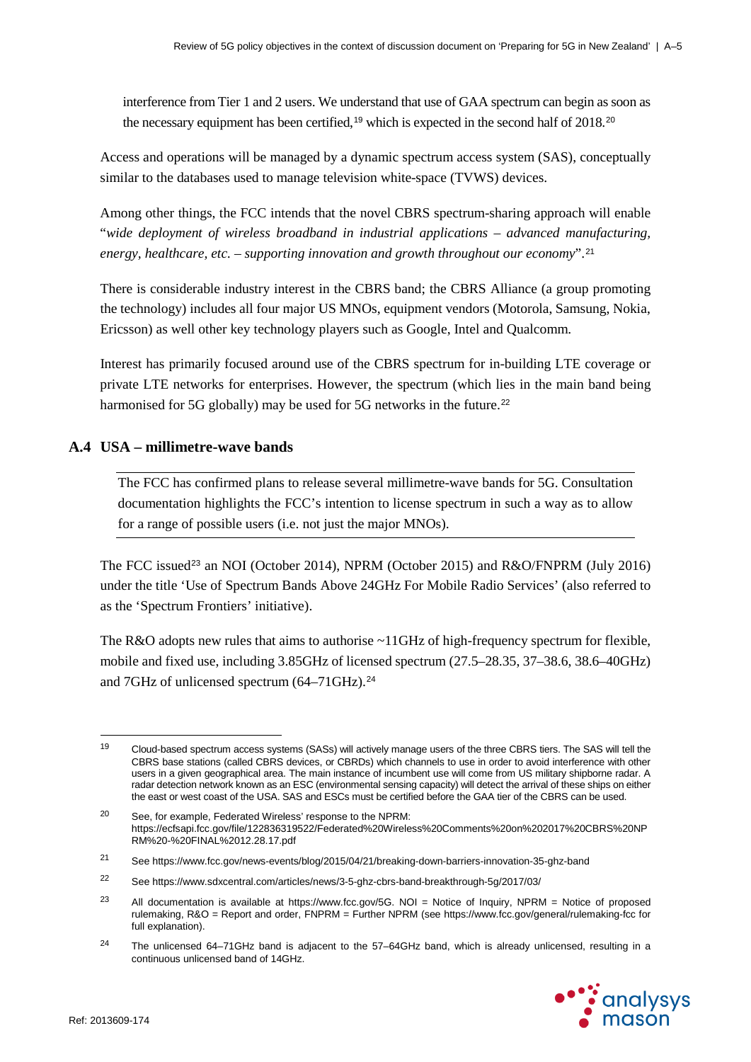interference from Tier 1 and 2 users. We understand that use of GAA spectrum can begin as soon as the necessary equipment has been certified,[19] which is expected in the second half of 2018.[20]

Access and operations will be managed by a dynamic spectrum access system (SAS), conceptually similar to the databases used to manage television white-space (TVWS) devices.

Among other things, the FCC intends that the novel CBRS spectrum-sharing approach will enable "*wide deployment of wireless broadband in industrial applications – advanced manufacturing, energy, healthcare, etc. – supporting innovation and growth throughout our economy*".[21]

There is considerable industry interest in the CBRS band; the CBRS Alliance (a group promoting the technology) includes all four major US MNOs, equipment vendors (Motorola, Samsung, Nokia, Ericsson) as well other key technology players such as Google, Intel and Qualcomm.

Interest has primarily focused around use of the CBRS spectrum for in-building LTE coverage or private LTE networks for enterprises. However, the spectrum (which lies in the main band being harmonised for 5G globally) may be used for 5G networks in the future.[22]

## A.4 USA – millimetre-wave bands

The FCC has confirmed plans to release several millimetre-wave bands for 5G. Consultation documentation highlights the FCC's intention to license spectrum in such a way as to allow for a range of possible users (i.e. not just the major MNOs).

The FCC issued[23] an NOI (October 2014), NPRM (October 2015) and R&O/FNPRM (July 2016) under the title 'Use of Spectrum Bands Above 24GHz For Mobile Radio Services' (also referred to as the 'Spectrum Frontiers' initiative).

The R&O adopts new rules that aims to authorise ~11GHz of high-frequency spectrum for flexible, mobile and fixed use, including 3.85GHz of licensed spectrum (27.5–28.35, 37–38.6, 38.6–40GHz) and 7GHz of unlicensed spectrum (64–71GHz).[24]

---

[19] Cloud-based spectrum access systems (SASs) will actively manage users of the three CBRS tiers. The SAS will tell the CBRS base stations (called CBRS devices, or CBRDs) which channels to use in order to avoid interference with other users in a given geographical area. The main instance of incumbent use will come from US military shipborne radar. A radar detection network known as an ESC (environmental sensing capacity) will detect the arrival of these ships on either the east or west coast of the USA. SAS and ESCs must be certified before the GAA tier of the CBRS can be used.

[20] See, for example, Federated Wireless' response to the NPRM: https://ecfsapi.fcc.gov/file/122836319522/Federated%20Wireless%20Comments%20on%202017%20CBRS%20NPRM%20-%20FINAL%2012.28.17.pdf

[21] See https://www.fcc.gov/news-events/blog/2015/04/21/breaking-down-barriers-innovation-35-ghz-band

[22] See https://www.sdxcentral.com/articles/news/3-5-ghz-cbrs-band-breakthrough-5g/2017/03/

[23] All documentation is available at https://www.fcc.gov/5G. NOI = Notice of Inquiry, NPRM = Notice of proposed rulemaking, R&O = Report and order, FNPRM = Further NPRM (see https://www.fcc.gov/general/rulemaking-fcc for full explanation).

[24] The unlicensed 64–71GHz band is adjacent to the 57–64GHz band, which is already unlicensed, resulting in a continuous unlicensed band of 14GHz.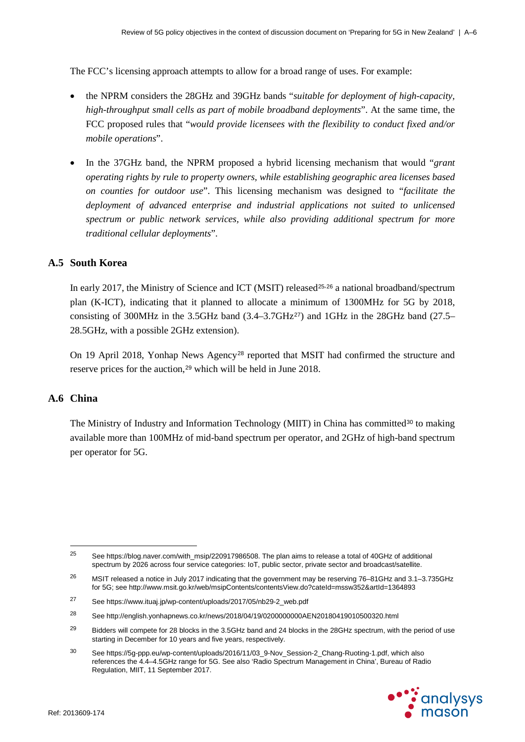The FCC's licensing approach attempts to allow for a broad range of uses. For example:

- the NPRM considers the 28GHz and 39GHz bands "*suitable for deployment of high-capacity, high-throughput small cells as part of mobile broadband deployments*". At the same time, the FCC proposed rules that "*would provide licensees with the flexibility to conduct fixed and/or mobile operations*".
- In the 37GHz band, the NPRM proposed a hybrid licensing mechanism that would "*grant operating rights by rule to property owners, while establishing geographic area licenses based on counties for outdoor use*". This licensing mechanism was designed to "*facilitate the deployment of advanced enterprise and industrial applications not suited to unlicensed spectrum or public network services, while also providing additional spectrum for more traditional cellular deployments*".

## A.5 South Korea

In early 2017, the Ministry of Science and ICT (MSIT) released[25,26] a national broadband/spectrum plan (K-ICT), indicating that it planned to allocate a minimum of 1300MHz for 5G by 2018, consisting of 300MHz in the 3.5GHz band (3.4–3.7GHz[27]) and 1GHz in the 28GHz band (27.5–28.5GHz, with a possible 2GHz extension).

On 19 April 2018, Yonhap News Agency[28] reported that MSIT had confirmed the structure and reserve prices for the auction,[29] which will be held in June 2018.

## A.6 China

The Ministry of Industry and Information Technology (MIIT) in China has committed[30] to making available more than 100MHz of mid-band spectrum per operator, and 2GHz of high-band spectrum per operator for 5G.

---

[25] See https://blog.naver.com/with_msip/220917986508. The plan aims to release a total of 40GHz of additional spectrum by 2026 across four service categories: IoT, public sector, private sector and broadcast/satellite.

[26] MSIT released a notice in July 2017 indicating that the government may be reserving 76–81GHz and 3.1–3.735GHz for 5G; see http://www.msit.go.kr/web/msipContents/contentsView.do?cateId=mssw352&artId=1364893

[27] See https://www.ituaj.jp/wp-content/uploads/2017/05/nb29-2_web.pdf

[28] See http://english.yonhapnews.co.kr/news/2018/04/19/0200000000AEN20180419010500320.html

[29] Bidders will compete for 28 blocks in the 3.5GHz band and 24 blocks in the 28GHz spectrum, with the period of use starting in December for 10 years and five years, respectively.

[30] See https://5g-ppp.eu/wp-content/uploads/2016/11/03_9-Nov_Session-2_Chang-Ruoting-1.pdf, which also references the 4.4–4.5GHz range for 5G. See also 'Radio Spectrum Management in China', Bureau of Radio Regulation, MIIT, 11 September 2017.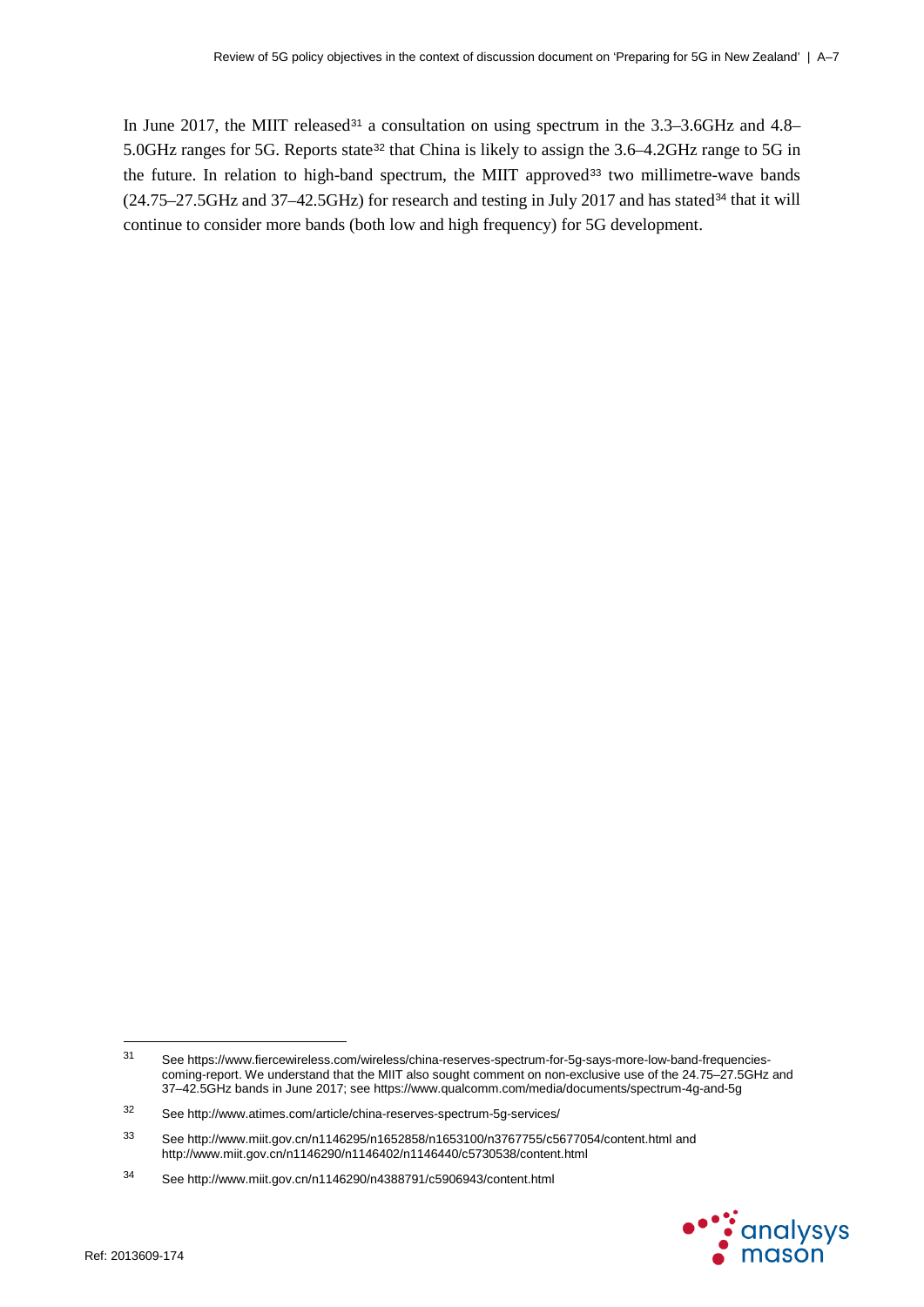In June 2017, the MIIT released[31] a consultation on using spectrum in the 3.3–3.6GHz and 4.8–5.0GHz ranges for 5G. Reports state[32] that China is likely to assign the 3.6–4.2GHz range to 5G in the future. In relation to high-band spectrum, the MIIT approved[33] two millimetre-wave bands (24.75–27.5GHz and 37–42.5GHz) for research and testing in July 2017 and has stated[34] that it will continue to consider more bands (both low and high frequency) for 5G development.

---

[31] See https://www.fiercewireless.com/wireless/china-reserves-spectrum-for-5g-says-more-low-band-frequencies-coming-report. We understand that the MIIT also sought comment on non-exclusive use of the 24.75–27.5GHz and 37–42.5GHz bands in June 2017; see https://www.qualcomm.com/media/documents/spectrum-4g-and-5g

[32] See http://www.atimes.com/article/china-reserves-spectrum-5g-services/

[33] See http://www.miit.gov.cn/n1146295/n1652858/n1653100/n3767755/c5677054/content.html and http://www.miit.gov.cn/n1146290/n1146402/n1146440/c5730538/content.html

[34] See http://www.miit.gov.cn/n1146290/n4388791/c5906943/content.html